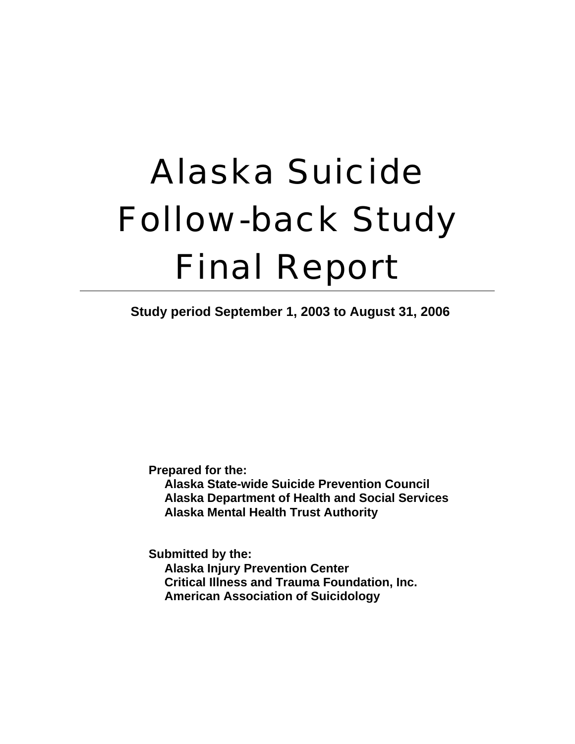# Alaska Suicide Follow-back Study Final Report

---

**Study period September 1, 2003 to August 31, 2006**

**Prepared for the:**
**Alaska State-wide Suicide Prevention Council**
**Alaska Department of Health and Social Services**
**Alaska Mental Health Trust Authority**

**Submitted by the:**
**Alaska Injury Prevention Center**
**Critical Illness and Trauma Foundation, Inc.**
**American Association of Suicidology**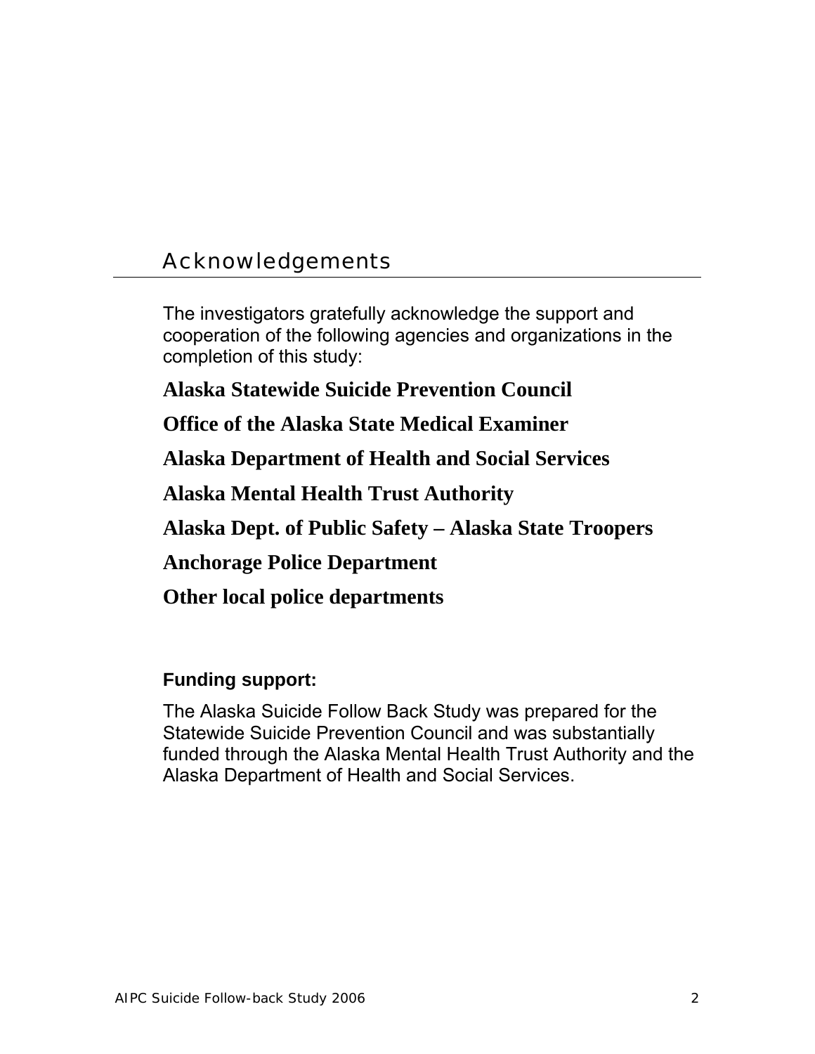## Acknowledgements

The investigators gratefully acknowledge the support and cooperation of the following agencies and organizations in the completion of this study:

**Alaska Statewide Suicide Prevention Council**

**Office of the Alaska State Medical Examiner**

**Alaska Department of Health and Social Services**

**Alaska Mental Health Trust Authority**

**Alaska Dept. of Public Safety – Alaska State Troopers**

**Anchorage Police Department**

**Other local police departments**

**Funding support:**

The Alaska Suicide Follow Back Study was prepared for the Statewide Suicide Prevention Council and was substantially funded through the Alaska Mental Health Trust Authority and the Alaska Department of Health and Social Services.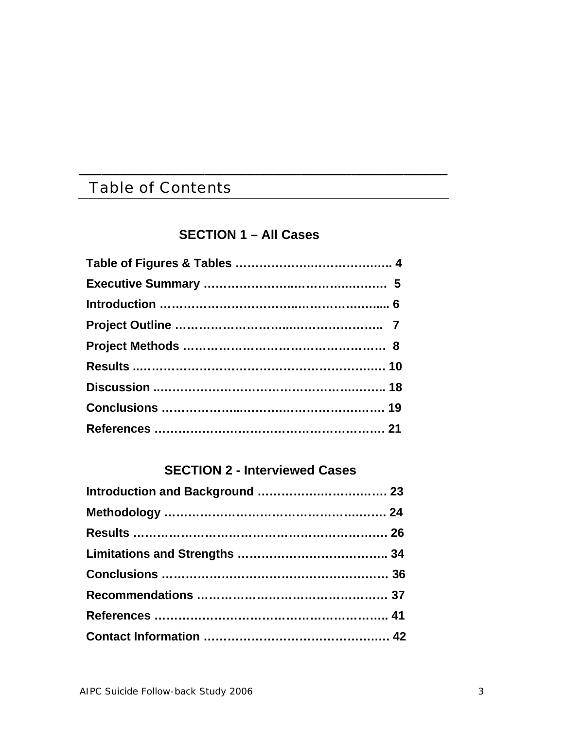# Table of Contents

## SECTION 1 – All Cases

**Table of Figures & Tables ………………………………… 4**

**Executive Summary ……………………………………… 5**

**Introduction ……………………………………………… 6**

**Project Outline …………………………………………… 7**

**Project Methods ………………………………………… 8**

**Results …………………………………………………… 10**

**Discussion ……………………………………………… 18**

**Conclusions ……………………………………………… 19**

**References ……………………………………………… 21**

## SECTION 2 - Interviewed Cases

**Introduction and Background ………………………… 23**

**Methodology ……………………………………………… 24**

**Results …………………………………………………… 26**

**Limitations and Strengths ……………………………… 34**

**Conclusions ……………………………………………… 36**

**Recommendations ……………………………………… 37**

**References ……………………………………………… 41**

**Contact Information …………………………………… 42**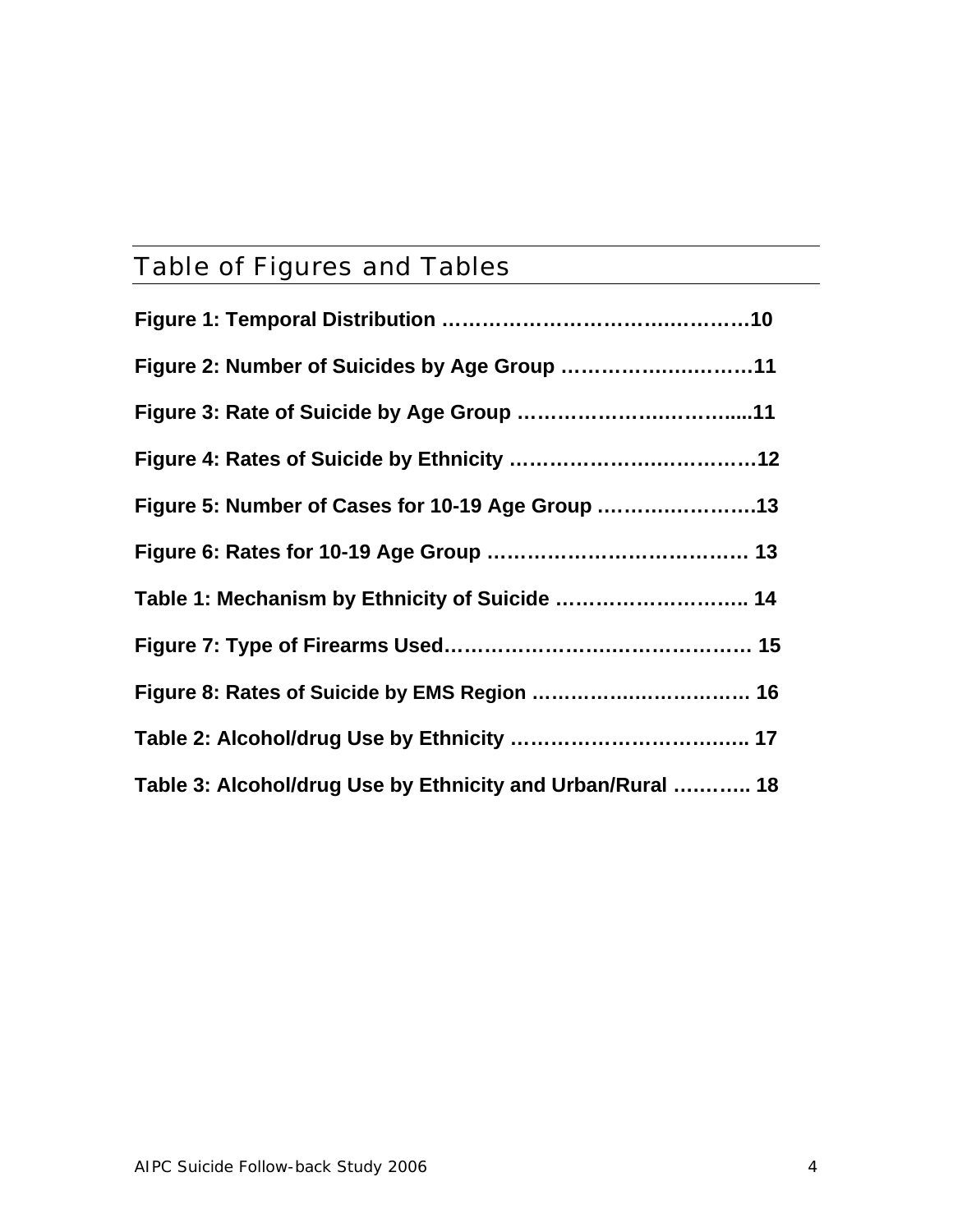## Table of Figures and Tables

**Figure 1: Temporal Distribution ……………………………….………10**

**Figure 2: Number of Suicides by Age Group ……………….….……11**

**Figure 3: Rate of Suicide by Age Group ……………………..……....11**

**Figure 4: Rates of Suicide by Ethnicity ……………………..…………12**

**Figure 5: Number of Cases for 10-19 Age Group …………………….13**

**Figure 6: Rates for 10-19 Age Group ………………………………… 13**

**Table 1: Mechanism by Ethnicity of Suicide ……………………….. 14**

**Figure 7: Type of Firearms Used……………………….…………… 15**

**Figure 8: Rates of Suicide by EMS Region …………….…………… 16**

**Table 2: Alcohol/drug Use by Ethnicity …………………………….. 17**

**Table 3: Alcohol/drug Use by Ethnicity and Urban/Rural ……….. 18**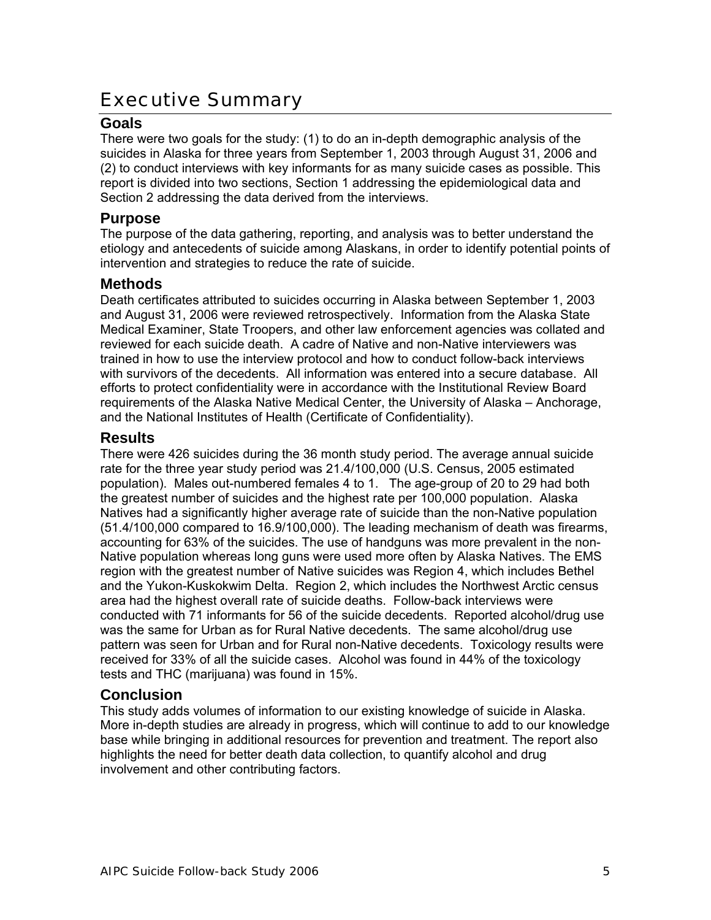# Executive Summary

## Goals

There were two goals for the study: (1) to do an in-depth demographic analysis of the suicides in Alaska for three years from September 1, 2003 through August 31, 2006 and (2) to conduct interviews with key informants for as many suicide cases as possible. This report is divided into two sections, Section 1 addressing the epidemiological data and Section 2 addressing the data derived from the interviews.

## Purpose

The purpose of the data gathering, reporting, and analysis was to better understand the etiology and antecedents of suicide among Alaskans, in order to identify potential points of intervention and strategies to reduce the rate of suicide.

## Methods

Death certificates attributed to suicides occurring in Alaska between September 1, 2003 and August 31, 2006 were reviewed retrospectively. Information from the Alaska State Medical Examiner, State Troopers, and other law enforcement agencies was collated and reviewed for each suicide death. A cadre of Native and non-Native interviewers was trained in how to use the interview protocol and how to conduct follow-back interviews with survivors of the decedents. All information was entered into a secure database. All efforts to protect confidentiality were in accordance with the Institutional Review Board requirements of the Alaska Native Medical Center, the University of Alaska – Anchorage, and the National Institutes of Health (Certificate of Confidentiality).

## Results

There were 426 suicides during the 36 month study period. The average annual suicide rate for the three year study period was 21.4/100,000 (U.S. Census, 2005 estimated population). Males out-numbered females 4 to 1. The age-group of 20 to 29 had both the greatest number of suicides and the highest rate per 100,000 population. Alaska Natives had a significantly higher average rate of suicide than the non-Native population (51.4/100,000 compared to 16.9/100,000). The leading mechanism of death was firearms, accounting for 63% of the suicides. The use of handguns was more prevalent in the non-Native population whereas long guns were used more often by Alaska Natives. The EMS region with the greatest number of Native suicides was Region 4, which includes Bethel and the Yukon-Kuskokwim Delta. Region 2, which includes the Northwest Arctic census area had the highest overall rate of suicide deaths. Follow-back interviews were conducted with 71 informants for 56 of the suicide decedents. Reported alcohol/drug use was the same for Urban as for Rural Native decedents. The same alcohol/drug use pattern was seen for Urban and for Rural non-Native decedents. Toxicology results were received for 33% of all the suicide cases. Alcohol was found in 44% of the toxicology tests and THC (marijuana) was found in 15%.

## Conclusion

This study adds volumes of information to our existing knowledge of suicide in Alaska. More in-depth studies are already in progress, which will continue to add to our knowledge base while bringing in additional resources for prevention and treatment. The report also highlights the need for better death data collection, to quantify alcohol and drug involvement and other contributing factors.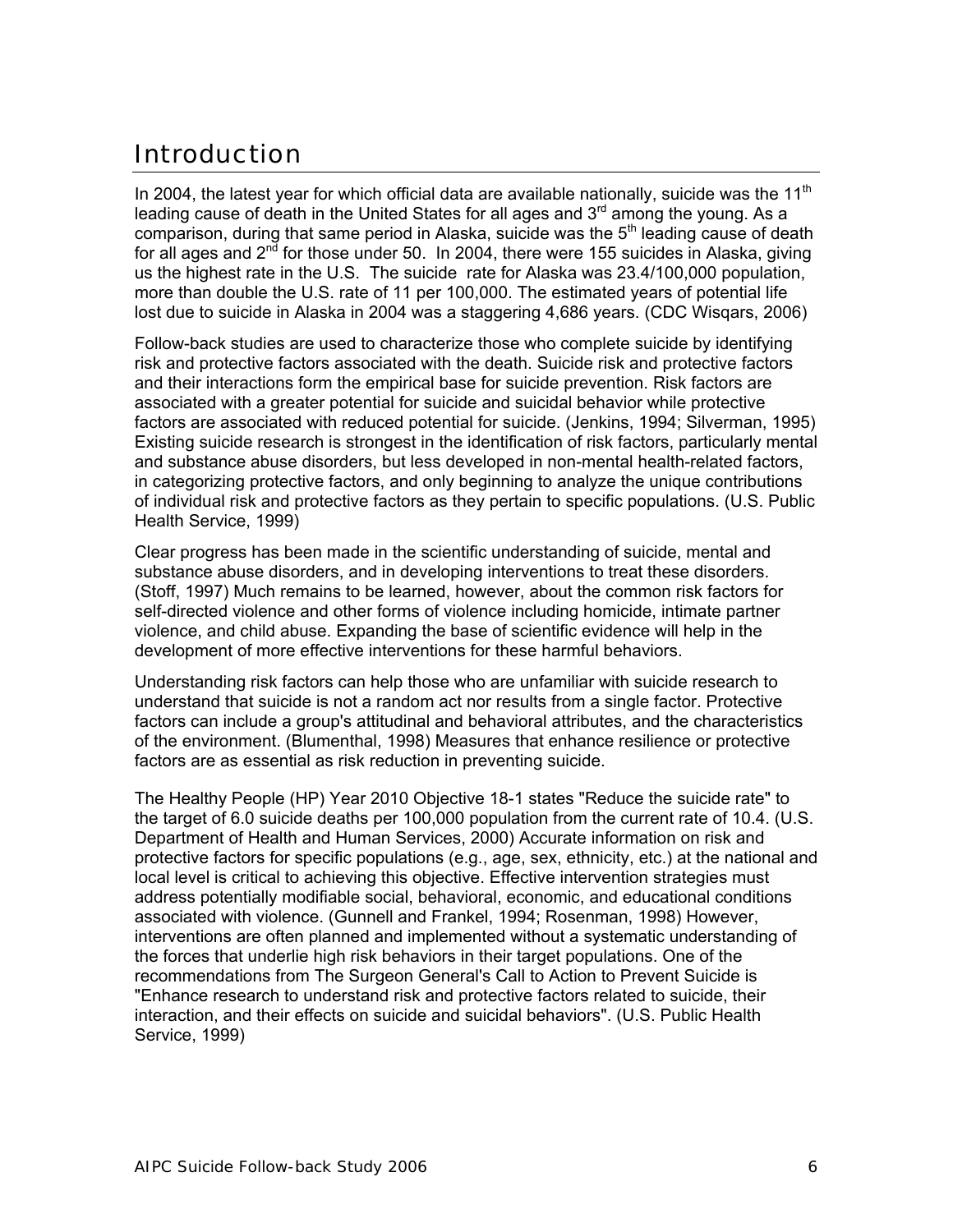# Introduction

In 2004, the latest year for which official data are available nationally, suicide was the 11th leading cause of death in the United States for all ages and 3rd among the young. As a comparison, during that same period in Alaska, suicide was the 5th leading cause of death for all ages and 2nd for those under 50. In 2004, there were 155 suicides in Alaska, giving us the highest rate in the U.S. The suicide rate for Alaska was 23.4/100,000 population, more than double the U.S. rate of 11 per 100,000. The estimated years of potential life lost due to suicide in Alaska in 2004 was a staggering 4,686 years. (CDC Wisqars, 2006)

Follow-back studies are used to characterize those who complete suicide by identifying risk and protective factors associated with the death. Suicide risk and protective factors and their interactions form the empirical base for suicide prevention. Risk factors are associated with a greater potential for suicide and suicidal behavior while protective factors are associated with reduced potential for suicide. (Jenkins, 1994; Silverman, 1995) Existing suicide research is strongest in the identification of risk factors, particularly mental and substance abuse disorders, but less developed in non-mental health-related factors, in categorizing protective factors, and only beginning to analyze the unique contributions of individual risk and protective factors as they pertain to specific populations. (U.S. Public Health Service, 1999)

Clear progress has been made in the scientific understanding of suicide, mental and substance abuse disorders, and in developing interventions to treat these disorders. (Stoff, 1997) Much remains to be learned, however, about the common risk factors for self-directed violence and other forms of violence including homicide, intimate partner violence, and child abuse. Expanding the base of scientific evidence will help in the development of more effective interventions for these harmful behaviors.

Understanding risk factors can help those who are unfamiliar with suicide research to understand that suicide is not a random act nor results from a single factor. Protective factors can include a group's attitudinal and behavioral attributes, and the characteristics of the environment. (Blumenthal, 1998) Measures that enhance resilience or protective factors are as essential as risk reduction in preventing suicide.

The Healthy People (HP) Year 2010 Objective 18-1 states "Reduce the suicide rate" to the target of 6.0 suicide deaths per 100,000 population from the current rate of 10.4. (U.S. Department of Health and Human Services, 2000) Accurate information on risk and protective factors for specific populations (e.g., age, sex, ethnicity, etc.) at the national and local level is critical to achieving this objective. Effective intervention strategies must address potentially modifiable social, behavioral, economic, and educational conditions associated with violence. (Gunnell and Frankel, 1994; Rosenman, 1998) However, interventions are often planned and implemented without a systematic understanding of the forces that underlie high risk behaviors in their target populations. One of the recommendations from The Surgeon General's Call to Action to Prevent Suicide is "Enhance research to understand risk and protective factors related to suicide, their interaction, and their effects on suicide and suicidal behaviors". (U.S. Public Health Service, 1999)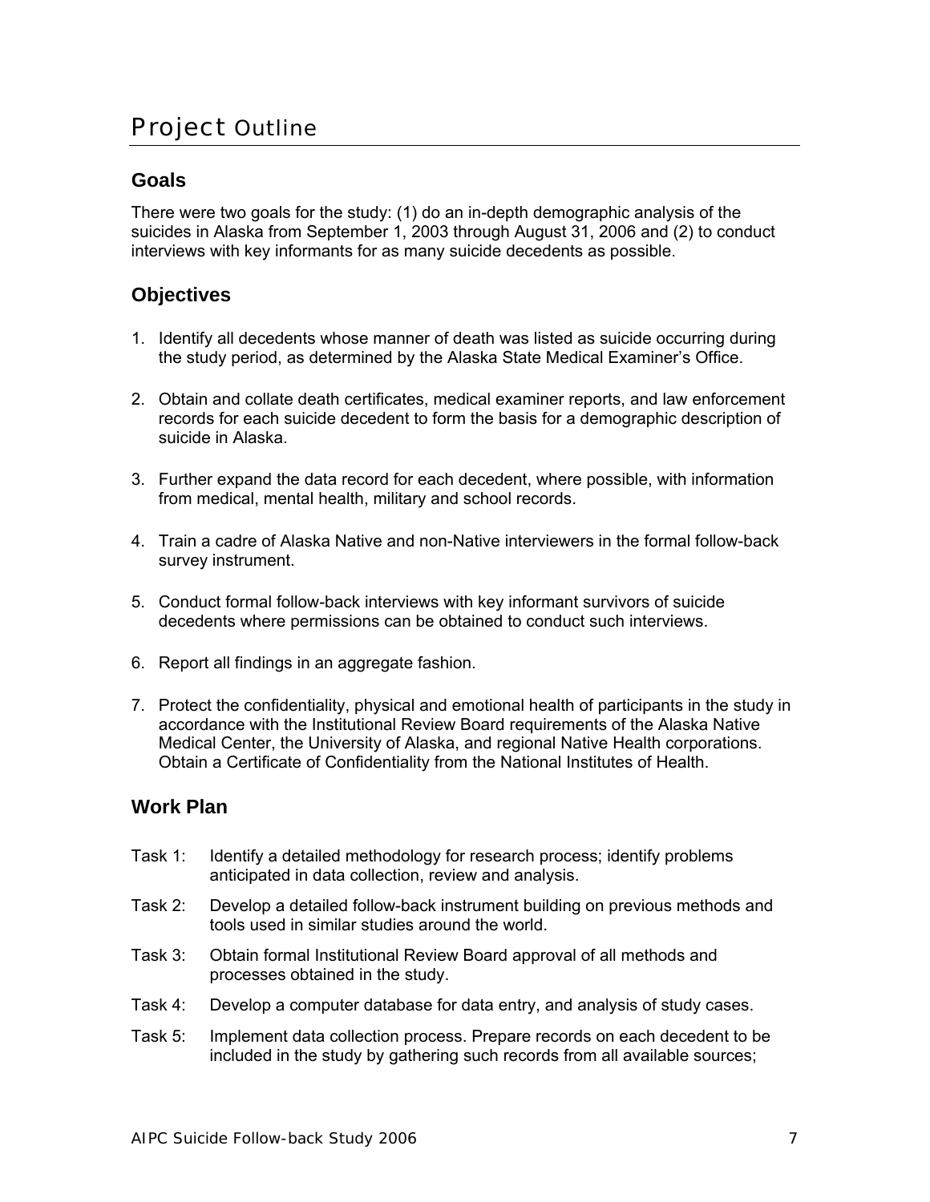# Project Outline

## Goals

There were two goals for the study: (1) do an in-depth demographic analysis of the suicides in Alaska from September 1, 2003 through August 31, 2006 and (2) to conduct interviews with key informants for as many suicide decedents as possible.

## Objectives

1. Identify all decedents whose manner of death was listed as suicide occurring during the study period, as determined by the Alaska State Medical Examiner's Office.

2. Obtain and collate death certificates, medical examiner reports, and law enforcement records for each suicide decedent to form the basis for a demographic description of suicide in Alaska.

3. Further expand the data record for each decedent, where possible, with information from medical, mental health, military and school records.

4. Train a cadre of Alaska Native and non-Native interviewers in the formal follow-back survey instrument.

5. Conduct formal follow-back interviews with key informant survivors of suicide decedents where permissions can be obtained to conduct such interviews.

6. Report all findings in an aggregate fashion.

7. Protect the confidentiality, physical and emotional health of participants in the study in accordance with the Institutional Review Board requirements of the Alaska Native Medical Center, the University of Alaska, and regional Native Health corporations. Obtain a Certificate of Confidentiality from the National Institutes of Health.

## Work Plan

Task 1: Identify a detailed methodology for research process; identify problems anticipated in data collection, review and analysis.

Task 2: Develop a detailed follow-back instrument building on previous methods and tools used in similar studies around the world.

Task 3: Obtain formal Institutional Review Board approval of all methods and processes obtained in the study.

Task 4: Develop a computer database for data entry, and analysis of study cases.

Task 5: Implement data collection process. Prepare records on each decedent to be included in the study by gathering such records from all available sources;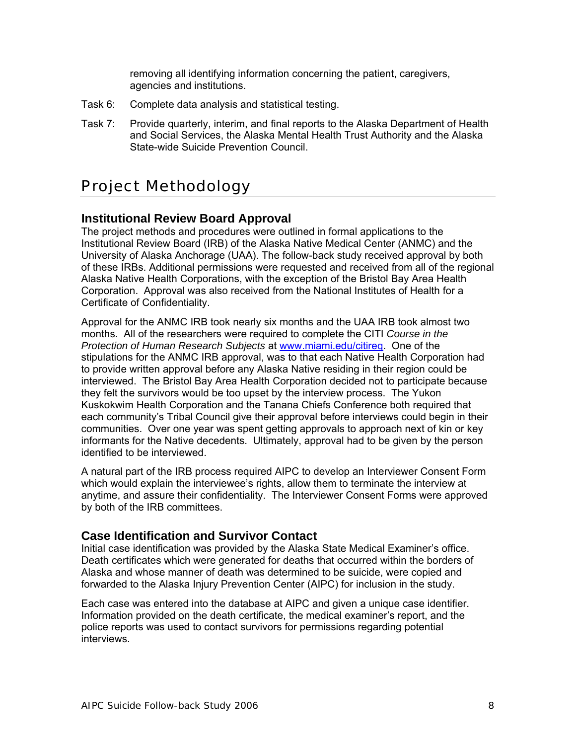removing all identifying information concerning the patient, caregivers, agencies and institutions.

Task 6: Complete data analysis and statistical testing.

Task 7: Provide quarterly, interim, and final reports to the Alaska Department of Health and Social Services, the Alaska Mental Health Trust Authority and the Alaska State-wide Suicide Prevention Council.

# Project Methodology

## Institutional Review Board Approval

The project methods and procedures were outlined in formal applications to the Institutional Review Board (IRB) of the Alaska Native Medical Center (ANMC) and the University of Alaska Anchorage (UAA). The follow-back study received approval by both of these IRBs. Additional permissions were requested and received from all of the regional Alaska Native Health Corporations, with the exception of the Bristol Bay Area Health Corporation. Approval was also received from the National Institutes of Health for a Certificate of Confidentiality.

Approval for the ANMC IRB took nearly six months and the UAA IRB took almost two months. All of the researchers were required to complete the CITI *Course in the Protection of Human Research Subjects* at [www.miami.edu/citireq](www.miami.edu/citireq). One of the stipulations for the ANMC IRB approval, was to that each Native Health Corporation had to provide written approval before any Alaska Native residing in their region could be interviewed. The Bristol Bay Area Health Corporation decided not to participate because they felt the survivors would be too upset by the interview process. The Yukon Kuskokwim Health Corporation and the Tanana Chiefs Conference both required that each community's Tribal Council give their approval before interviews could begin in their communities. Over one year was spent getting approvals to approach next of kin or key informants for the Native decedents. Ultimately, approval had to be given by the person identified to be interviewed.

A natural part of the IRB process required AIPC to develop an Interviewer Consent Form which would explain the interviewee's rights, allow them to terminate the interview at anytime, and assure their confidentiality. The Interviewer Consent Forms were approved by both of the IRB committees.

## Case Identification and Survivor Contact

Initial case identification was provided by the Alaska State Medical Examiner's office. Death certificates which were generated for deaths that occurred within the borders of Alaska and whose manner of death was determined to be suicide, were copied and forwarded to the Alaska Injury Prevention Center (AIPC) for inclusion in the study.

Each case was entered into the database at AIPC and given a unique case identifier. Information provided on the death certificate, the medical examiner's report, and the police reports was used to contact survivors for permissions regarding potential interviews.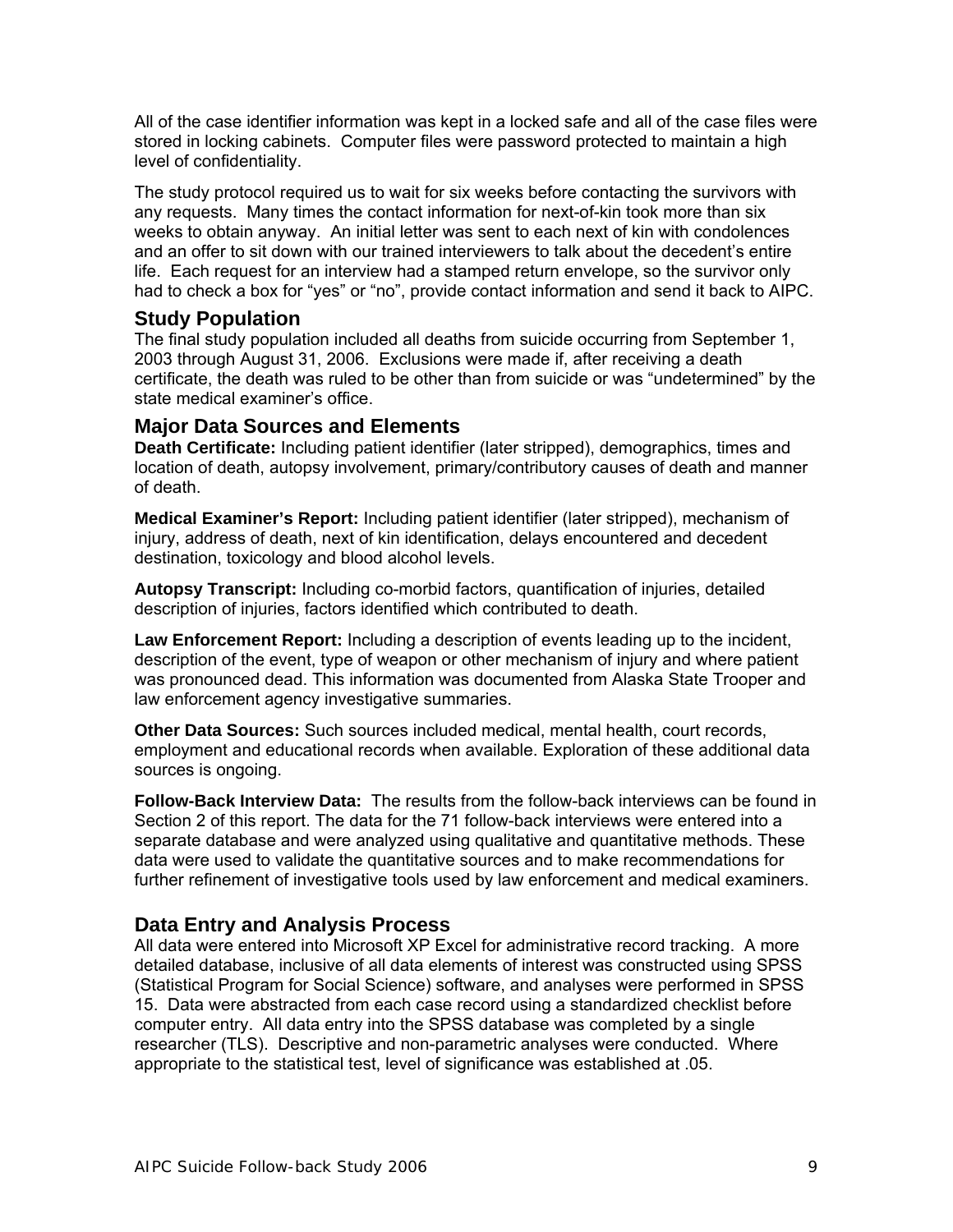All of the case identifier information was kept in a locked safe and all of the case files were stored in locking cabinets. Computer files were password protected to maintain a high level of confidentiality.

The study protocol required us to wait for six weeks before contacting the survivors with any requests. Many times the contact information for next-of-kin took more than six weeks to obtain anyway. An initial letter was sent to each next of kin with condolences and an offer to sit down with our trained interviewers to talk about the decedent's entire life. Each request for an interview had a stamped return envelope, so the survivor only had to check a box for "yes" or "no", provide contact information and send it back to AIPC.

## Study Population

The final study population included all deaths from suicide occurring from September 1, 2003 through August 31, 2006. Exclusions were made if, after receiving a death certificate, the death was ruled to be other than from suicide or was "undetermined" by the state medical examiner's office.

## Major Data Sources and Elements

**Death Certificate:** Including patient identifier (later stripped), demographics, times and location of death, autopsy involvement, primary/contributory causes of death and manner of death.

**Medical Examiner's Report:** Including patient identifier (later stripped), mechanism of injury, address of death, next of kin identification, delays encountered and decedent destination, toxicology and blood alcohol levels.

**Autopsy Transcript:** Including co-morbid factors, quantification of injuries, detailed description of injuries, factors identified which contributed to death.

**Law Enforcement Report:** Including a description of events leading up to the incident, description of the event, type of weapon or other mechanism of injury and where patient was pronounced dead. This information was documented from Alaska State Trooper and law enforcement agency investigative summaries.

**Other Data Sources:** Such sources included medical, mental health, court records, employment and educational records when available. Exploration of these additional data sources is ongoing.

**Follow-Back Interview Data:** The results from the follow-back interviews can be found in Section 2 of this report. The data for the 71 follow-back interviews were entered into a separate database and were analyzed using qualitative and quantitative methods. These data were used to validate the quantitative sources and to make recommendations for further refinement of investigative tools used by law enforcement and medical examiners.

## Data Entry and Analysis Process

All data were entered into Microsoft XP Excel for administrative record tracking. A more detailed database, inclusive of all data elements of interest was constructed using SPSS (Statistical Program for Social Science) software, and analyses were performed in SPSS 15. Data were abstracted from each case record using a standardized checklist before computer entry. All data entry into the SPSS database was completed by a single researcher (TLS). Descriptive and non-parametric analyses were conducted. Where appropriate to the statistical test, level of significance was established at .05.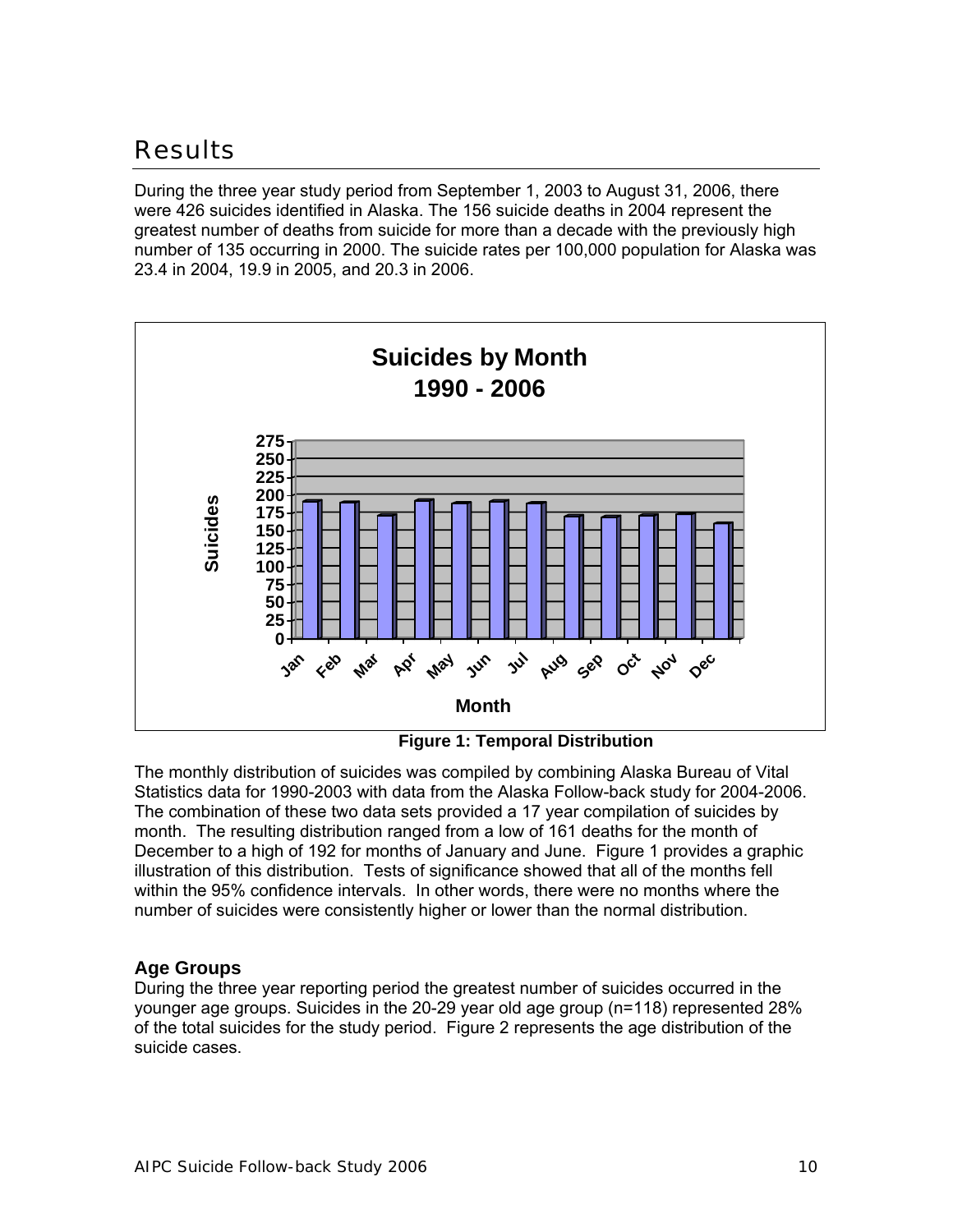# Results

During the three year study period from September 1, 2003 to August 31, 2006, there were 426 suicides identified in Alaska. The 156 suicide deaths in 2004 represent the greatest number of deaths from suicide for more than a decade with the previously high number of 135 occurring in 2000. The suicide rates per 100,000 population for Alaska was 23.4 in 2004, 19.9 in 2005, and 20.3 in 2006.

**Figure 1: Temporal Distribution**

The monthly distribution of suicides was compiled by combining Alaska Bureau of Vital Statistics data for 1990-2003 with data from the Alaska Follow-back study for 2004-2006. The combination of these two data sets provided a 17 year compilation of suicides by month. The resulting distribution ranged from a low of 161 deaths for the month of December to a high of 192 for months of January and June. Figure 1 provides a graphic illustration of this distribution. Tests of significance showed that all of the months fell within the 95% confidence intervals. In other words, there were no months where the number of suicides were consistently higher or lower than the normal distribution.

### Age Groups

During the three year reporting period the greatest number of suicides occurred in the younger age groups. Suicides in the 20-29 year old age group (n=118) represented 28% of the total suicides for the study period. Figure 2 represents the age distribution of the suicide cases.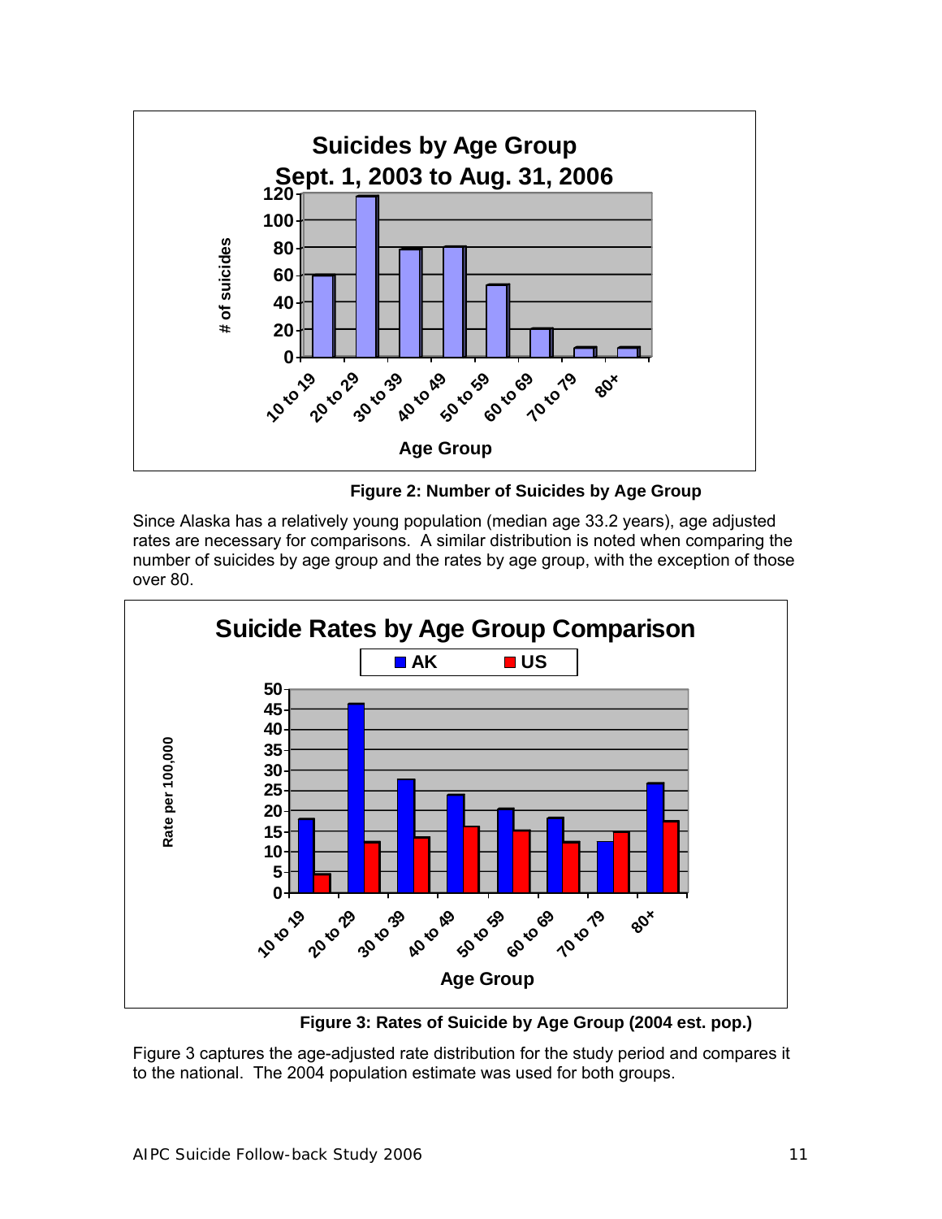**Figure 2: Number of Suicides by Age Group**

Since Alaska has a relatively young population (median age 33.2 years), age adjusted rates are necessary for comparisons. A similar distribution is noted when comparing the number of suicides by age group and the rates by age group, with the exception of those over 80.

**Figure 3: Rates of Suicide by Age Group (2004 est. pop.)**

Figure 3 captures the age-adjusted rate distribution for the study period and compares it to the national. The 2004 population estimate was used for both groups.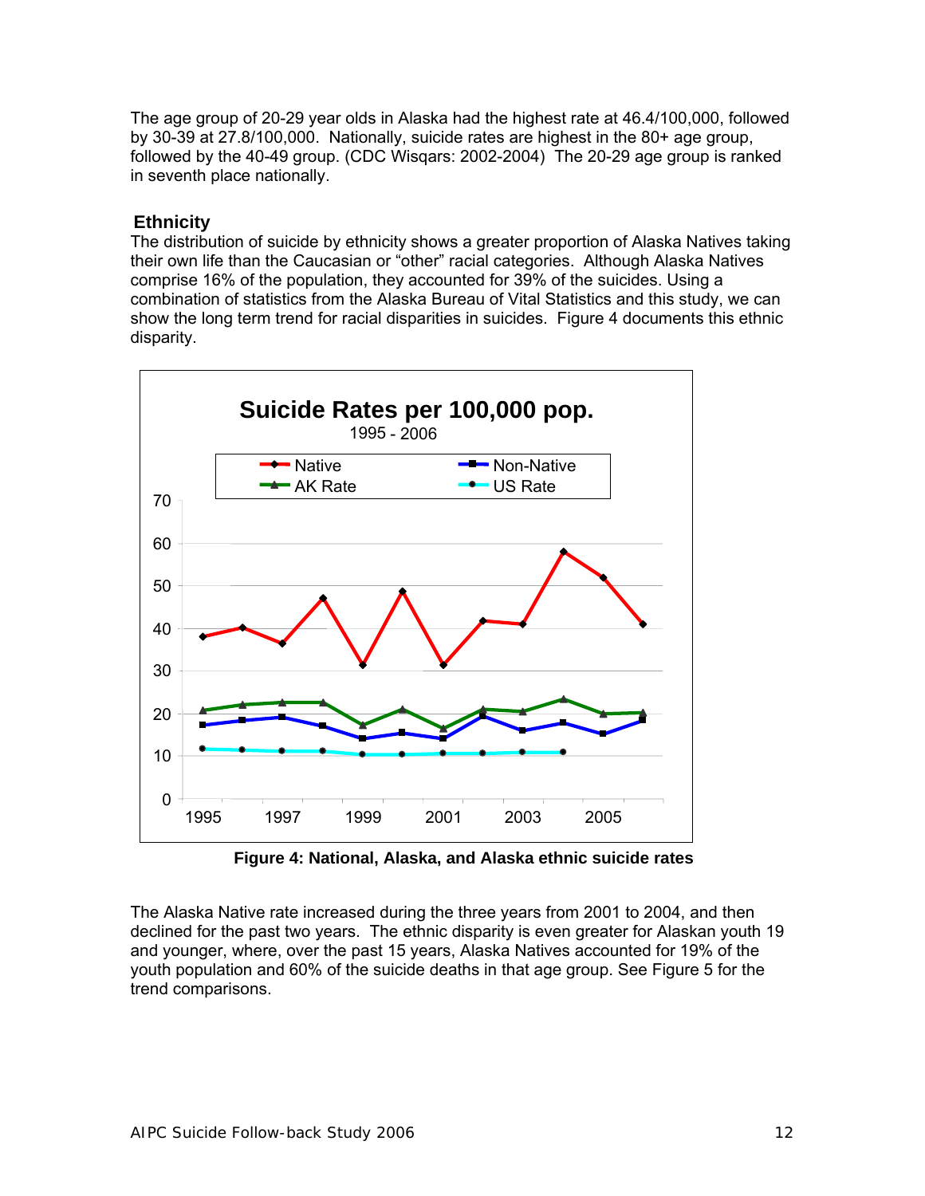The age group of 20-29 year olds in Alaska had the highest rate at 46.4/100,000, followed by 30-39 at 27.8/100,000. Nationally, suicide rates are highest in the 80+ age group, followed by the 40-49 group. (CDC Wisqars: 2002-2004) The 20-29 age group is ranked in seventh place nationally.

## Ethnicity

The distribution of suicide by ethnicity shows a greater proportion of Alaska Natives taking their own life than the Caucasian or "other" racial categories. Although Alaska Natives comprise 16% of the population, they accounted for 39% of the suicides. Using a combination of statistics from the Alaska Bureau of Vital Statistics and this study, we can show the long term trend for racial disparities in suicides. Figure 4 documents this ethnic disparity.

**Figure 4: National, Alaska, and Alaska ethnic suicide rates**

The Alaska Native rate increased during the three years from 2001 to 2004, and then declined for the past two years. The ethnic disparity is even greater for Alaskan youth 19 and younger, where, over the past 15 years, Alaska Natives accounted for 19% of the youth population and 60% of the suicide deaths in that age group. See Figure 5 for the trend comparisons.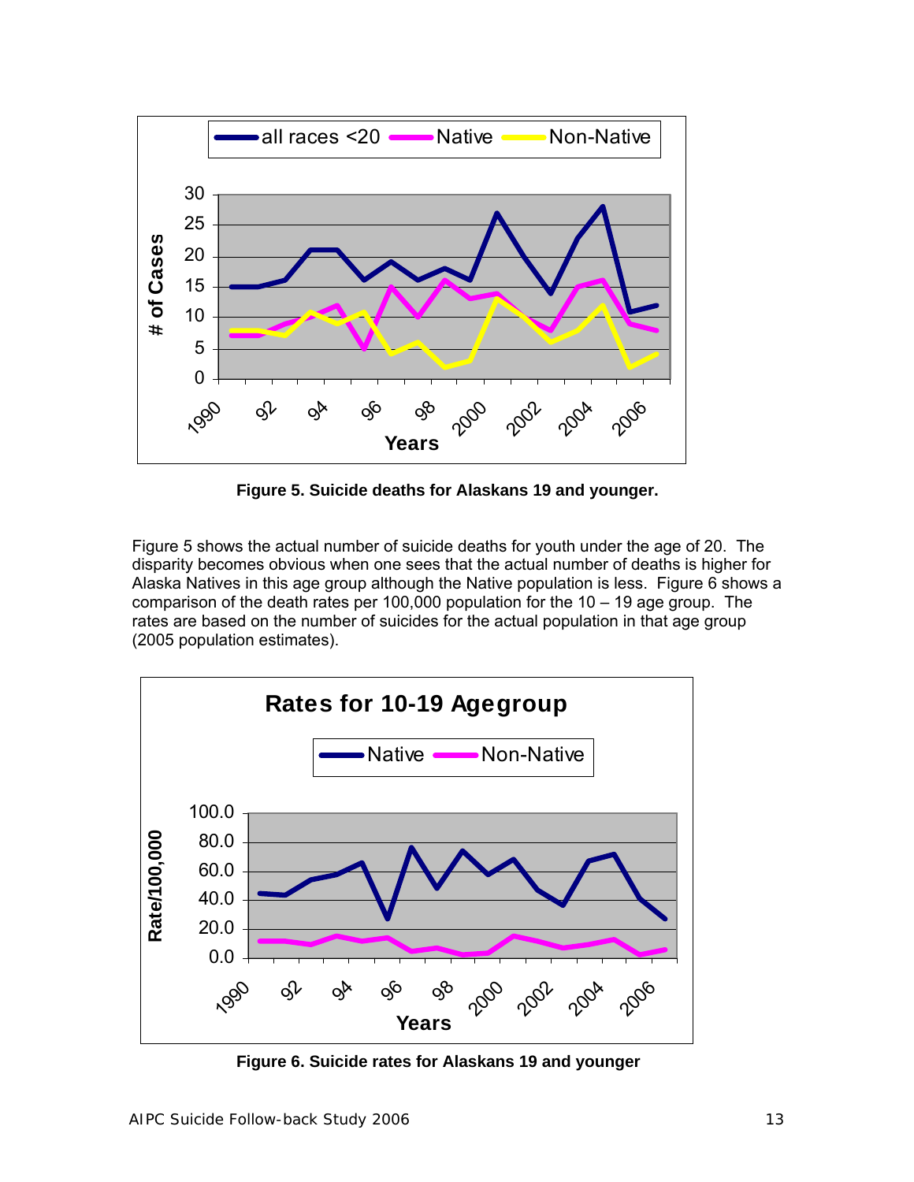Figure 5. Suicide deaths for Alaskans 19 and younger.

Figure 5 shows the actual number of suicide deaths for youth under the age of 20. The disparity becomes obvious when one sees that the actual number of deaths is higher for Alaska Natives in this age group although the Native population is less. Figure 6 shows a comparison of the death rates per 100,000 population for the 10 – 19 age group. The rates are based on the number of suicides for the actual population in that age group (2005 population estimates).

Figure 6. Suicide rates for Alaskans 19 and younger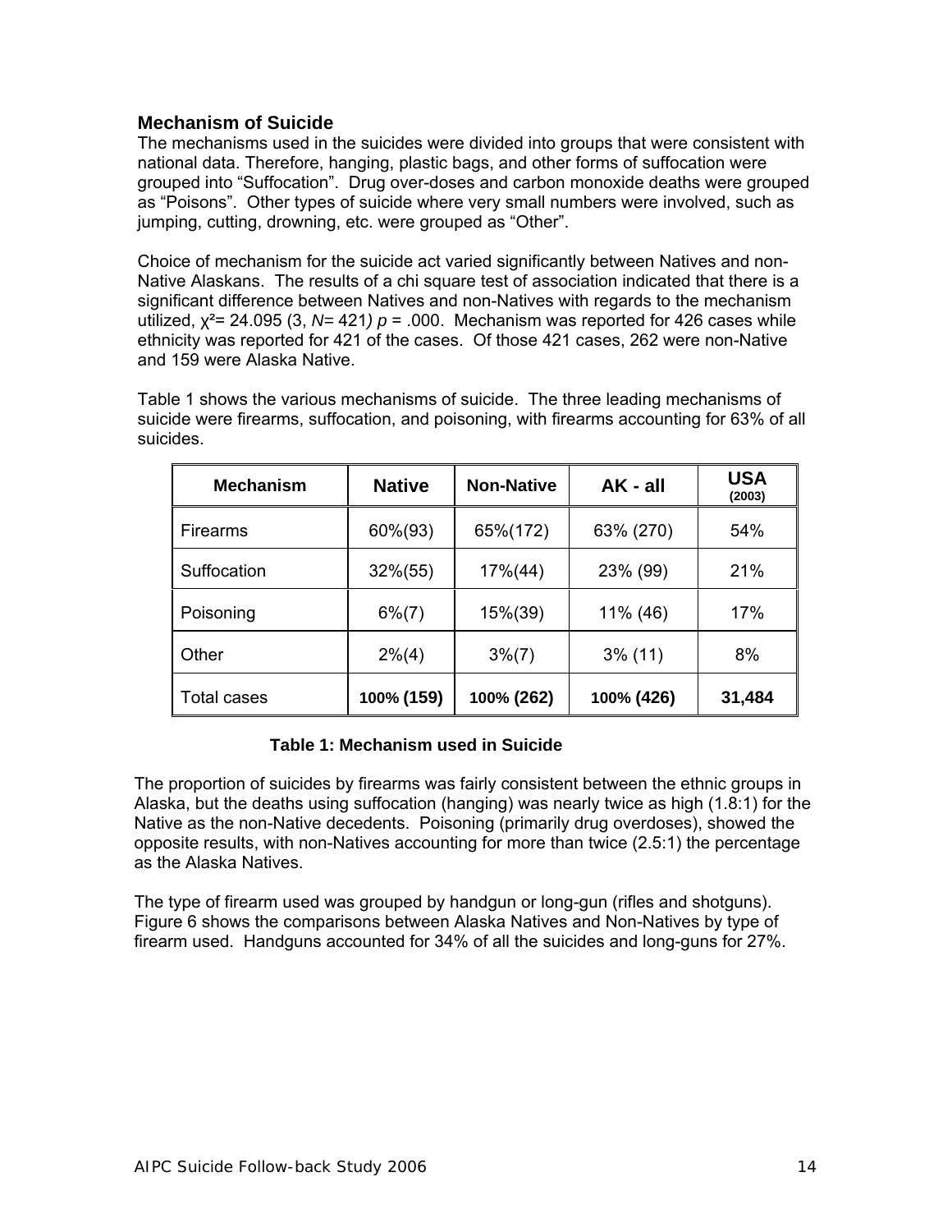## Mechanism of Suicide

The mechanisms used in the suicides were divided into groups that were consistent with national data. Therefore, hanging, plastic bags, and other forms of suffocation were grouped into "Suffocation". Drug over-doses and carbon monoxide deaths were grouped as "Poisons". Other types of suicide where very small numbers were involved, such as jumping, cutting, drowning, etc. were grouped as "Other".

Choice of mechanism for the suicide act varied significantly between Natives and non-Native Alaskans. The results of a chi square test of association indicated that there is a significant difference between Natives and non-Natives with regards to the mechanism utilized, $\chi^2 = 24.095$ (3, $N = 421$) $p = .000$. Mechanism was reported for 426 cases while ethnicity was reported for 421 of the cases. Of those 421 cases, 262 were non-Native and 159 were Alaska Native.

Table 1 shows the various mechanisms of suicide. The three leading mechanisms of suicide were firearms, suffocation, and poisoning, with firearms accounting for 63% of all suicides.

| Mechanism | Native | Non-Native | AK - all | USA (2003) |
|---|---|---|---|---|
| Firearms | 60%(93) | 65%(172) | 63% (270) | 54% |
| Suffocation | 32%(55) | 17%(44) | 23% (99) | 21% |
| Poisoning | 6%(7) | 15%(39) | 11% (46) | 17% |
| Other | 2%(4) | 3%(7) | 3% (11) | 8% |
| Total cases | **100% (159)** | **100% (262)** | **100% (426)** | **31,484** |

**Table 1: Mechanism used in Suicide**

The proportion of suicides by firearms was fairly consistent between the ethnic groups in Alaska, but the deaths using suffocation (hanging) was nearly twice as high (1.8:1) for the Native as the non-Native decedents. Poisoning (primarily drug overdoses), showed the opposite results, with non-Natives accounting for more than twice (2.5:1) the percentage as the Alaska Natives.

The type of firearm used was grouped by handgun or long-gun (rifles and shotguns). Figure 6 shows the comparisons between Alaska Natives and Non-Natives by type of firearm used. Handguns accounted for 34% of all the suicides and long-guns for 27%.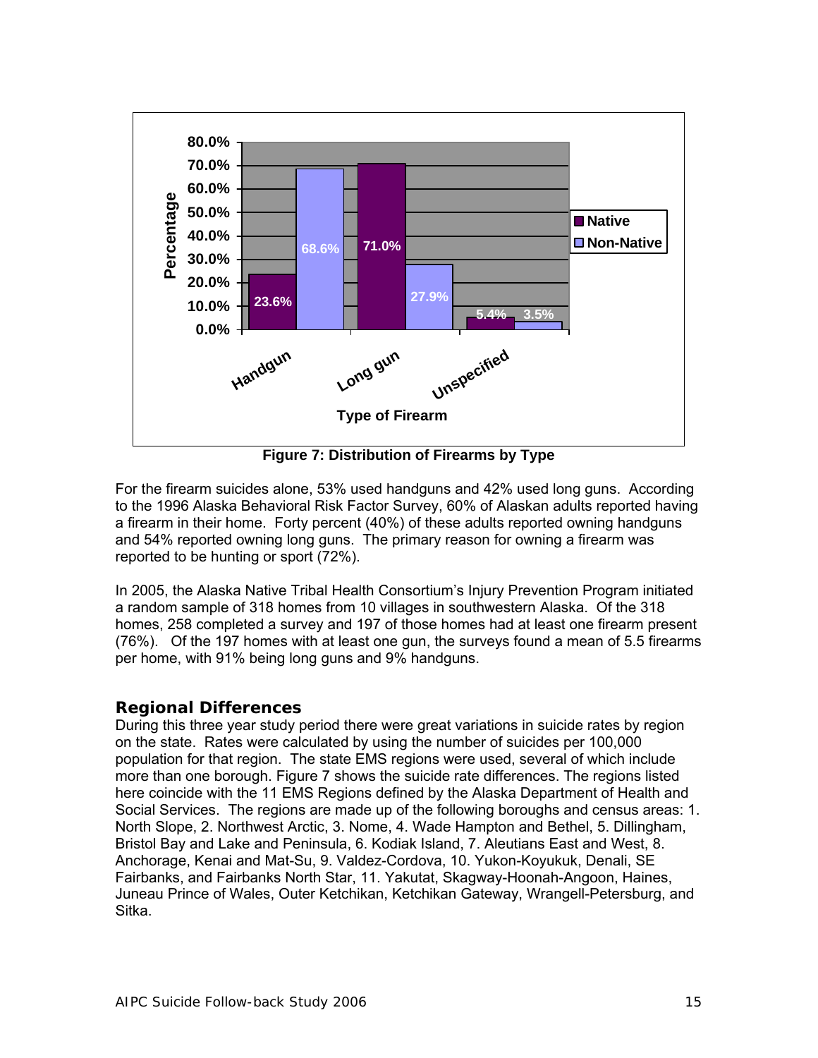Figure 7: Distribution of Firearms by Type

For the firearm suicides alone, 53% used handguns and 42% used long guns. According to the 1996 Alaska Behavioral Risk Factor Survey, 60% of Alaskan adults reported having a firearm in their home. Forty percent (40%) of these adults reported owning handguns and 54% reported owning long guns. The primary reason for owning a firearm was reported to be hunting or sport (72%).

In 2005, the Alaska Native Tribal Health Consortium's Injury Prevention Program initiated a random sample of 318 homes from 10 villages in southwestern Alaska. Of the 318 homes, 258 completed a survey and 197 of those homes had at least one firearm present (76%). Of the 197 homes with at least one gun, the surveys found a mean of 5.5 firearms per home, with 91% being long guns and 9% handguns.

## Regional Differences

During this three year study period there were great variations in suicide rates by region on the state. Rates were calculated by using the number of suicides per 100,000 population for that region. The state EMS regions were used, several of which include more than one borough. Figure 7 shows the suicide rate differences. The regions listed here coincide with the 11 EMS Regions defined by the Alaska Department of Health and Social Services. The regions are made up of the following boroughs and census areas: 1. North Slope, 2. Northwest Arctic, 3. Nome, 4. Wade Hampton and Bethel, 5. Dillingham, Bristol Bay and Lake and Peninsula, 6. Kodiak Island, 7. Aleutians East and West, 8. Anchorage, Kenai and Mat-Su, 9. Valdez-Cordova, 10. Yukon-Koyukuk, Denali, SE Fairbanks, and Fairbanks North Star, 11. Yakutat, Skagway-Hoonah-Angoon, Haines, Juneau Prince of Wales, Outer Ketchikan, Ketchikan Gateway, Wrangell-Petersburg, and Sitka.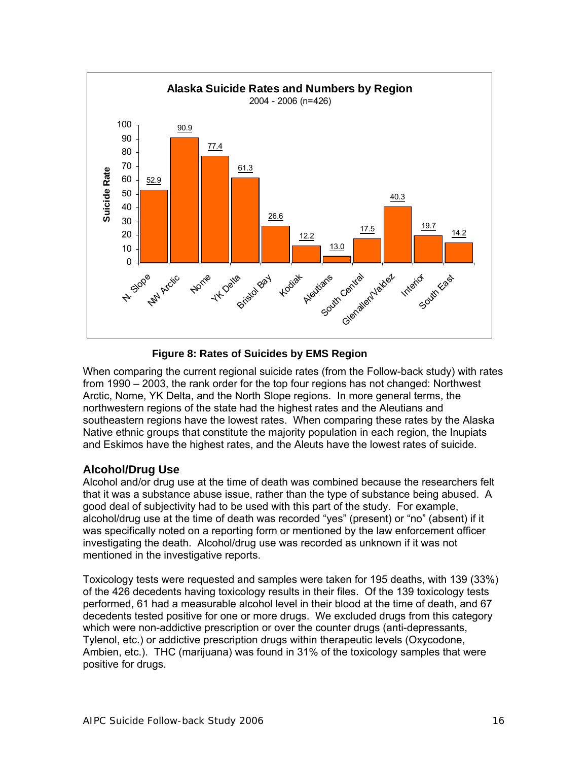**Alaska Suicide Rates and Numbers by Region**
2004 - 2006 (n=426)

| Region | Suicide Rate |
|---|---|
| N. Slope | 52.9 |
| NW Arctic | 90.9 |
| Nome | 77.4 |
| YK Delta | 61.3 |
| Bristol Bay | 26.6 |
| Kodiak | 12.2 |
| Aleutians | 13.0 |
| South Central | 17.5 |
| Glenallen/Valdez | 40.3 |
| Interior | 19.7 |
| South East | 14.2 |

**Figure 8: Rates of Suicides by EMS Region**

When comparing the current regional suicide rates (from the Follow-back study) with rates from 1990 – 2003, the rank order for the top four regions has not changed: Northwest Arctic, Nome, YK Delta, and the North Slope regions. In more general terms, the northwestern regions of the state had the highest rates and the Aleutians and southeastern regions have the lowest rates. When comparing these rates by the Alaska Native ethnic groups that constitute the majority population in each region, the Inupiats and Eskimos have the highest rates, and the Aleuts have the lowest rates of suicide.

## Alcohol/Drug Use

Alcohol and/or drug use at the time of death was combined because the researchers felt that it was a substance abuse issue, rather than the type of substance being abused. A good deal of subjectivity had to be used with this part of the study. For example, alcohol/drug use at the time of death was recorded "yes" (present) or "no" (absent) if it was specifically noted on a reporting form or mentioned by the law enforcement officer investigating the death. Alcohol/drug use was recorded as unknown if it was not mentioned in the investigative reports.

Toxicology tests were requested and samples were taken for 195 deaths, with 139 (33%) of the 426 decedents having toxicology results in their files. Of the 139 toxicology tests performed, 61 had a measurable alcohol level in their blood at the time of death, and 67 decedents tested positive for one or more drugs. We excluded drugs from this category which were non-addictive prescription or over the counter drugs (anti-depressants, Tylenol, etc.) or addictive prescription drugs within therapeutic levels (Oxycodone, Ambien, etc.). THC (marijuana) was found in 31% of the toxicology samples that were positive for drugs.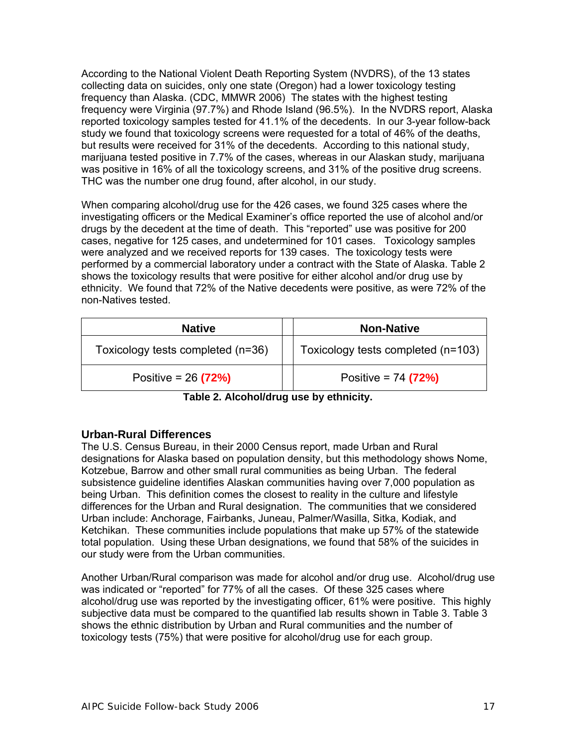According to the National Violent Death Reporting System (NVDRS), of the 13 states collecting data on suicides, only one state (Oregon) had a lower toxicology testing frequency than Alaska. (CDC, MMWR 2006) The states with the highest testing frequency were Virginia (97.7%) and Rhode Island (96.5%). In the NVDRS report, Alaska reported toxicology samples tested for 41.1% of the decedents. In our 3-year follow-back study we found that toxicology screens were requested for a total of 46% of the deaths, but results were received for 31% of the decedents. According to this national study, marijuana tested positive in 7.7% of the cases, whereas in our Alaskan study, marijuana was positive in 16% of all the toxicology screens, and 31% of the positive drug screens. THC was the number one drug found, after alcohol, in our study.

When comparing alcohol/drug use for the 426 cases, we found 325 cases where the investigating officers or the Medical Examiner's office reported the use of alcohol and/or drugs by the decedent at the time of death. This "reported" use was positive for 200 cases, negative for 125 cases, and undetermined for 101 cases. Toxicology samples were analyzed and we received reports for 139 cases. The toxicology tests were performed by a commercial laboratory under a contract with the State of Alaska. Table 2 shows the toxicology results that were positive for either alcohol and/or drug use by ethnicity. We found that 72% of the Native decedents were positive, as were 72% of the non-Natives tested.

| Native | | Non-Native |
|---|---|---|
| Toxicology tests completed (n=36) | | Toxicology tests completed (n=103) |
| Positive = 26 **(72%)** | | Positive = 74 **(72%)** |

**Table 2. Alcohol/drug use by ethnicity.**

### Urban-Rural Differences

The U.S. Census Bureau, in their 2000 Census report, made Urban and Rural designations for Alaska based on population density, but this methodology shows Nome, Kotzebue, Barrow and other small rural communities as being Urban. The federal subsistence guideline identifies Alaskan communities having over 7,000 population as being Urban. This definition comes the closest to reality in the culture and lifestyle differences for the Urban and Rural designation. The communities that we considered Urban include: Anchorage, Fairbanks, Juneau, Palmer/Wasilla, Sitka, Kodiak, and Ketchikan. These communities include populations that make up 57% of the statewide total population. Using these Urban designations, we found that 58% of the suicides in our study were from the Urban communities.

Another Urban/Rural comparison was made for alcohol and/or drug use. Alcohol/drug use was indicated or "reported" for 77% of all the cases. Of these 325 cases where alcohol/drug use was reported by the investigating officer, 61% were positive. This highly subjective data must be compared to the quantified lab results shown in Table 3. Table 3 shows the ethnic distribution by Urban and Rural communities and the number of toxicology tests (75%) that were positive for alcohol/drug use for each group.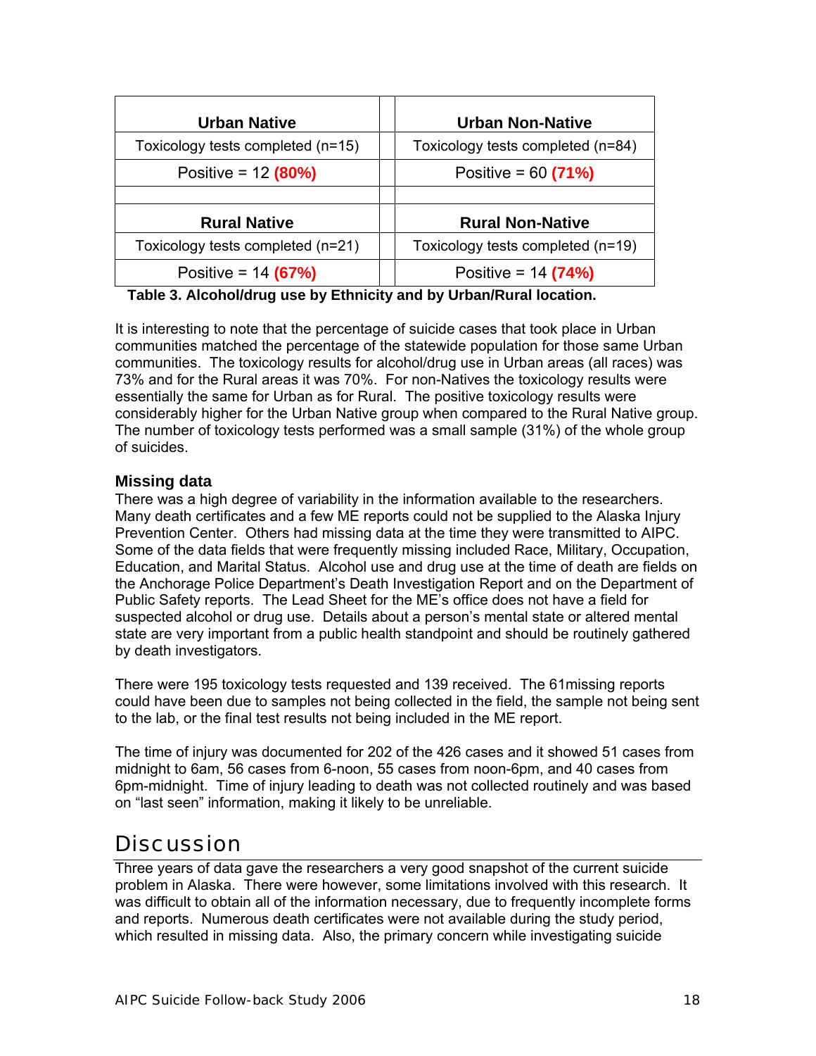| Urban Native | | Urban Non-Native |
|---|---|---|
| Toxicology tests completed (n=15) | | Toxicology tests completed (n=84) |
| Positive = 12 **(80%)** | | Positive = 60 **(71%)** |
| | | |
| **Rural Native** | | **Rural Non-Native** |
| Toxicology tests completed (n=21) | | Toxicology tests completed (n=19) |
| Positive = 14 **(67%)** | | Positive = 14 **(74%)** |

**Table 3. Alcohol/drug use by Ethnicity and by Urban/Rural location.**

It is interesting to note that the percentage of suicide cases that took place in Urban communities matched the percentage of the statewide population for those same Urban communities. The toxicology results for alcohol/drug use in Urban areas (all races) was 73% and for the Rural areas it was 70%. For non-Natives the toxicology results were essentially the same for Urban as for Rural. The positive toxicology results were considerably higher for the Urban Native group when compared to the Rural Native group. The number of toxicology tests performed was a small sample (31%) of the whole group of suicides.

### Missing data

There was a high degree of variability in the information available to the researchers. Many death certificates and a few ME reports could not be supplied to the Alaska Injury Prevention Center. Others had missing data at the time they were transmitted to AIPC. Some of the data fields that were frequently missing included Race, Military, Occupation, Education, and Marital Status. Alcohol use and drug use at the time of death are fields on the Anchorage Police Department's Death Investigation Report and on the Department of Public Safety reports. The Lead Sheet for the ME's office does not have a field for suspected alcohol or drug use. Details about a person's mental state or altered mental state are very important from a public health standpoint and should be routinely gathered by death investigators.

There were 195 toxicology tests requested and 139 received. The 61missing reports could have been due to samples not being collected in the field, the sample not being sent to the lab, or the final test results not being included in the ME report.

The time of injury was documented for 202 of the 426 cases and it showed 51 cases from midnight to 6am, 56 cases from 6-noon, 55 cases from noon-6pm, and 40 cases from 6pm-midnight. Time of injury leading to death was not collected routinely and was based on "last seen" information, making it likely to be unreliable.

## Discussion

Three years of data gave the researchers a very good snapshot of the current suicide problem in Alaska. There were however, some limitations involved with this research. It was difficult to obtain all of the information necessary, due to frequently incomplete forms and reports. Numerous death certificates were not available during the study period, which resulted in missing data. Also, the primary concern while investigating suicide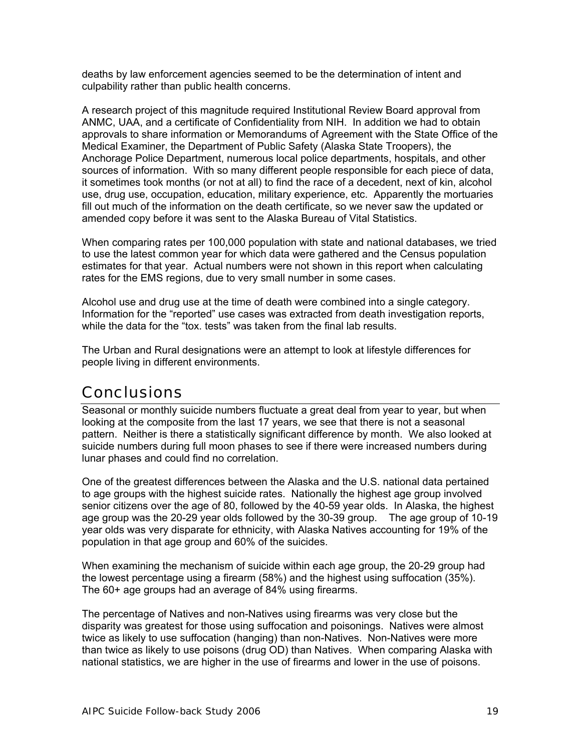deaths by law enforcement agencies seemed to be the determination of intent and culpability rather than public health concerns.

A research project of this magnitude required Institutional Review Board approval from ANMC, UAA, and a certificate of Confidentiality from NIH. In addition we had to obtain approvals to share information or Memorandums of Agreement with the State Office of the Medical Examiner, the Department of Public Safety (Alaska State Troopers), the Anchorage Police Department, numerous local police departments, hospitals, and other sources of information. With so many different people responsible for each piece of data, it sometimes took months (or not at all) to find the race of a decedent, next of kin, alcohol use, drug use, occupation, education, military experience, etc. Apparently the mortuaries fill out much of the information on the death certificate, so we never saw the updated or amended copy before it was sent to the Alaska Bureau of Vital Statistics.

When comparing rates per 100,000 population with state and national databases, we tried to use the latest common year for which data were gathered and the Census population estimates for that year. Actual numbers were not shown in this report when calculating rates for the EMS regions, due to very small number in some cases.

Alcohol use and drug use at the time of death were combined into a single category. Information for the "reported" use cases was extracted from death investigation reports, while the data for the "tox. tests" was taken from the final lab results.

The Urban and Rural designations were an attempt to look at lifestyle differences for people living in different environments.

## Conclusions

Seasonal or monthly suicide numbers fluctuate a great deal from year to year, but when looking at the composite from the last 17 years, we see that there is not a seasonal pattern. Neither is there a statistically significant difference by month. We also looked at suicide numbers during full moon phases to see if there were increased numbers during lunar phases and could find no correlation.

One of the greatest differences between the Alaska and the U.S. national data pertained to age groups with the highest suicide rates. Nationally the highest age group involved senior citizens over the age of 80, followed by the 40-59 year olds. In Alaska, the highest age group was the 20-29 year olds followed by the 30-39 group. The age group of 10-19 year olds was very disparate for ethnicity, with Alaska Natives accounting for 19% of the population in that age group and 60% of the suicides.

When examining the mechanism of suicide within each age group, the 20-29 group had the lowest percentage using a firearm (58%) and the highest using suffocation (35%). The 60+ age groups had an average of 84% using firearms.

The percentage of Natives and non-Natives using firearms was very close but the disparity was greatest for those using suffocation and poisonings. Natives were almost twice as likely to use suffocation (hanging) than non-Natives. Non-Natives were more than twice as likely to use poisons (drug OD) than Natives. When comparing Alaska with national statistics, we are higher in the use of firearms and lower in the use of poisons.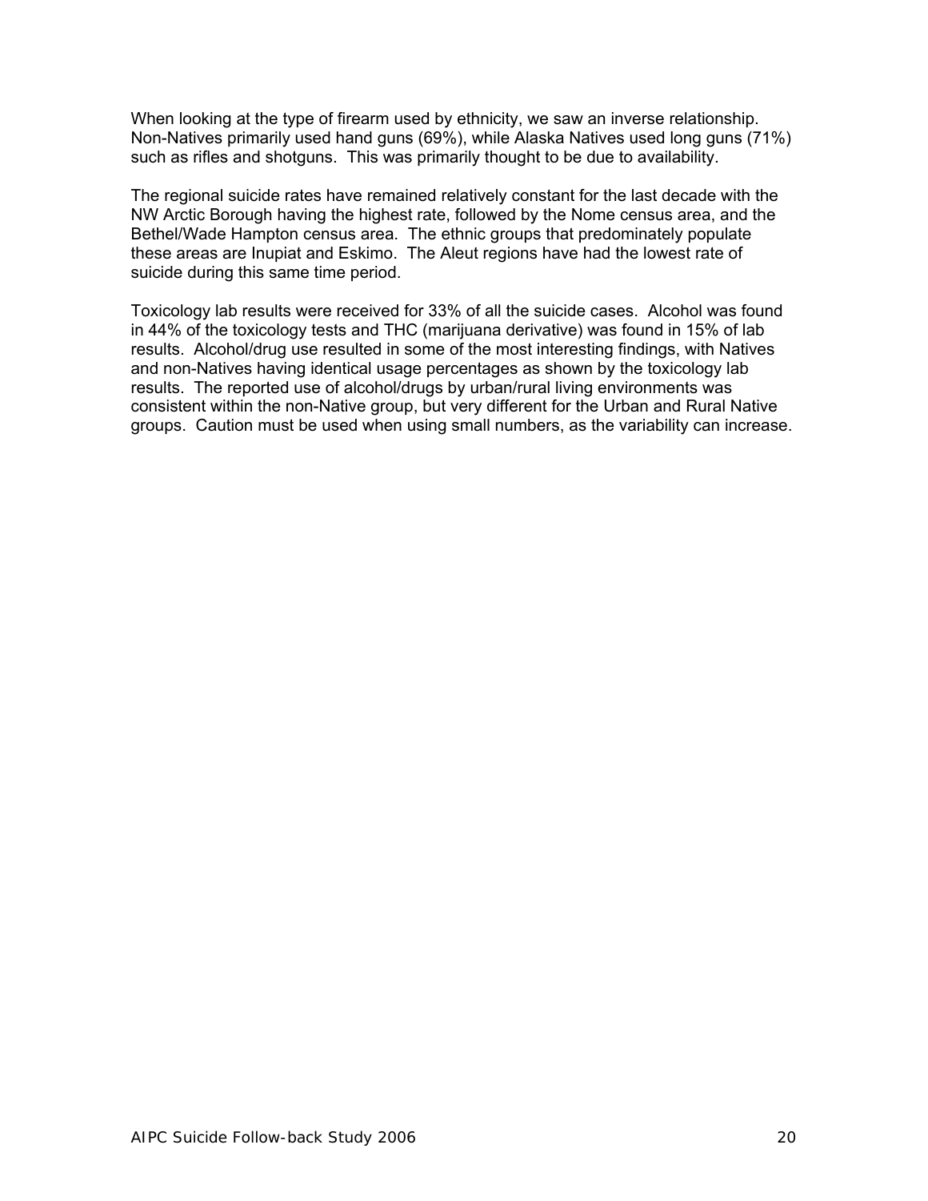When looking at the type of firearm used by ethnicity, we saw an inverse relationship. Non-Natives primarily used hand guns (69%), while Alaska Natives used long guns (71%) such as rifles and shotguns. This was primarily thought to be due to availability.

The regional suicide rates have remained relatively constant for the last decade with the NW Arctic Borough having the highest rate, followed by the Nome census area, and the Bethel/Wade Hampton census area. The ethnic groups that predominately populate these areas are Inupiat and Eskimo. The Aleut regions have had the lowest rate of suicide during this same time period.

Toxicology lab results were received for 33% of all the suicide cases. Alcohol was found in 44% of the toxicology tests and THC (marijuana derivative) was found in 15% of lab results. Alcohol/drug use resulted in some of the most interesting findings, with Natives and non-Natives having identical usage percentages as shown by the toxicology lab results. The reported use of alcohol/drugs by urban/rural living environments was consistent within the non-Native group, but very different for the Urban and Rural Native groups. Caution must be used when using small numbers, as the variability can increase.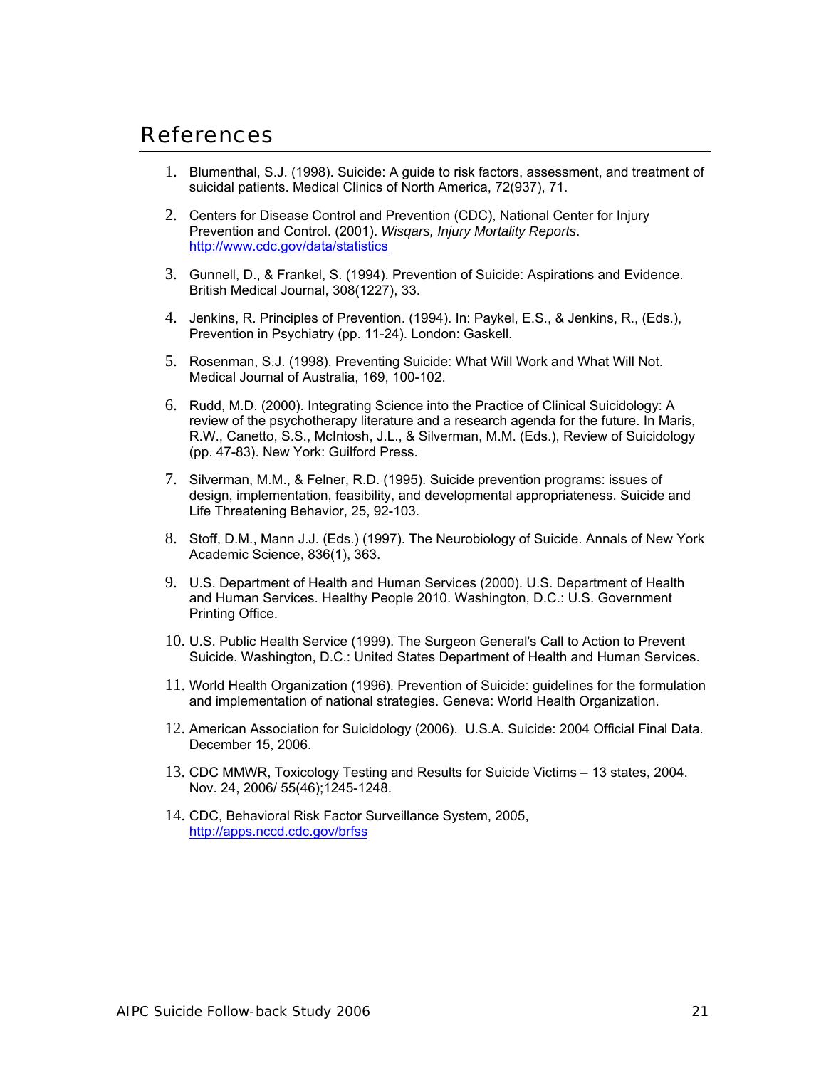# References

1. Blumenthal, S.J. (1998). Suicide: A guide to risk factors, assessment, and treatment of suicidal patients. Medical Clinics of North America, 72(937), 71.

2. Centers for Disease Control and Prevention (CDC), National Center for Injury Prevention and Control. (2001). *Wisqars, Injury Mortality Reports*. http://www.cdc.gov/data/statistics

3. Gunnell, D., & Frankel, S. (1994). Prevention of Suicide: Aspirations and Evidence. British Medical Journal, 308(1227), 33.

4. Jenkins, R. Principles of Prevention. (1994). In: Paykel, E.S., & Jenkins, R., (Eds.), Prevention in Psychiatry (pp. 11-24). London: Gaskell.

5. Rosenman, S.J. (1998). Preventing Suicide: What Will Work and What Will Not. Medical Journal of Australia, 169, 100-102.

6. Rudd, M.D. (2000). Integrating Science into the Practice of Clinical Suicidology: A review of the psychotherapy literature and a research agenda for the future. In Maris, R.W., Canetto, S.S., McIntosh, J.L., & Silverman, M.M. (Eds.), Review of Suicidology (pp. 47-83). New York: Guilford Press.

7. Silverman, M.M., & Felner, R.D. (1995). Suicide prevention programs: issues of design, implementation, feasibility, and developmental appropriateness. Suicide and Life Threatening Behavior, 25, 92-103.

8. Stoff, D.M., Mann J.J. (Eds.) (1997). The Neurobiology of Suicide. Annals of New York Academic Science, 836(1), 363.

9. U.S. Department of Health and Human Services (2000). U.S. Department of Health and Human Services. Healthy People 2010. Washington, D.C.: U.S. Government Printing Office.

10. U.S. Public Health Service (1999). The Surgeon General's Call to Action to Prevent Suicide. Washington, D.C.: United States Department of Health and Human Services.

11. World Health Organization (1996). Prevention of Suicide: guidelines for the formulation and implementation of national strategies. Geneva: World Health Organization.

12. American Association for Suicidology (2006). U.S.A. Suicide: 2004 Official Final Data. December 15, 2006.

13. CDC MMWR, Toxicology Testing and Results for Suicide Victims – 13 states, 2004. Nov. 24, 2006/ 55(46);1245-1248.

14. CDC, Behavioral Risk Factor Surveillance System, 2005, http://apps.nccd.cdc.gov/brfss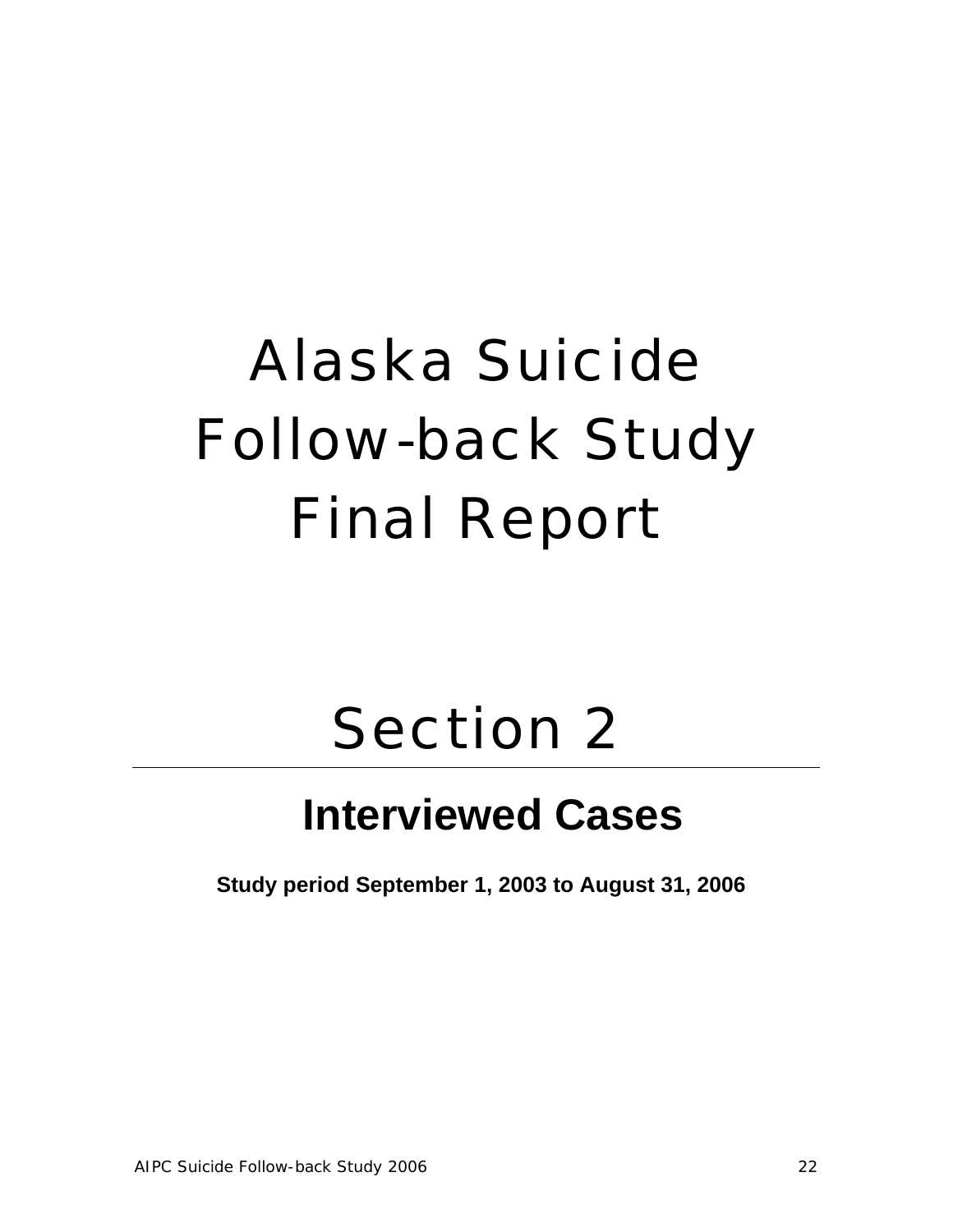# Alaska Suicide Follow-back Study Final Report

# Section 2

## Interviewed Cases

**Study period September 1, 2003 to August 31, 2006**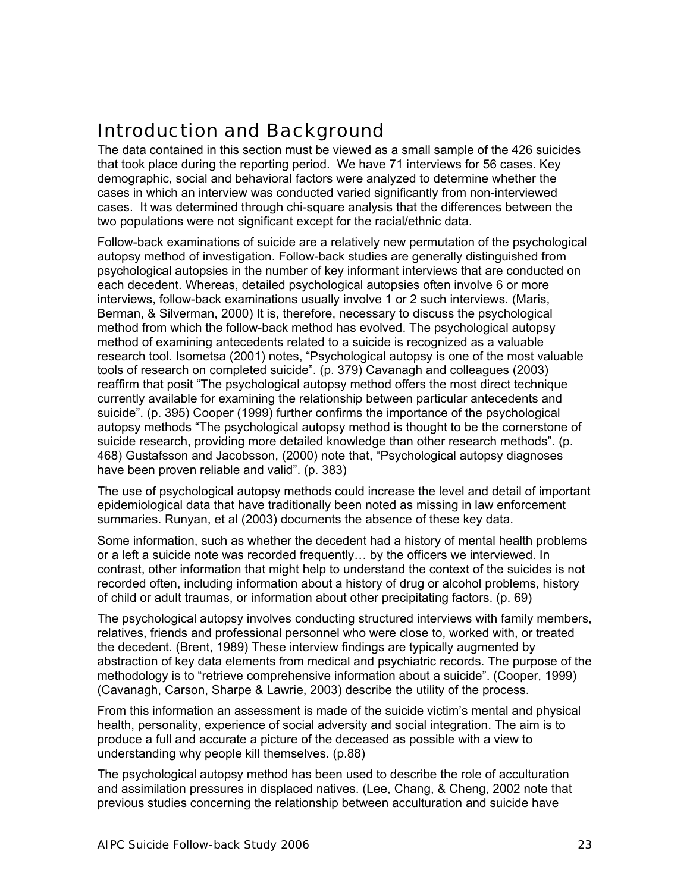## Introduction and Background

The data contained in this section must be viewed as a small sample of the 426 suicides that took place during the reporting period. We have 71 interviews for 56 cases. Key demographic, social and behavioral factors were analyzed to determine whether the cases in which an interview was conducted varied significantly from non-interviewed cases. It was determined through chi-square analysis that the differences between the two populations were not significant except for the racial/ethnic data.

Follow-back examinations of suicide are a relatively new permutation of the psychological autopsy method of investigation. Follow-back studies are generally distinguished from psychological autopsies in the number of key informant interviews that are conducted on each decedent. Whereas, detailed psychological autopsies often involve 6 or more interviews, follow-back examinations usually involve 1 or 2 such interviews. (Maris, Berman, & Silverman, 2000) It is, therefore, necessary to discuss the psychological method from which the follow-back method has evolved. The psychological autopsy method of examining antecedents related to a suicide is recognized as a valuable research tool. Isometsa (2001) notes, "Psychological autopsy is one of the most valuable tools of research on completed suicide". (p. 379) Cavanagh and colleagues (2003) reaffirm that posit "The psychological autopsy method offers the most direct technique currently available for examining the relationship between particular antecedents and suicide". (p. 395) Cooper (1999) further confirms the importance of the psychological autopsy methods "The psychological autopsy method is thought to be the cornerstone of suicide research, providing more detailed knowledge than other research methods". (p. 468) Gustafsson and Jacobsson, (2000) note that, "Psychological autopsy diagnoses have been proven reliable and valid". (p. 383)

The use of psychological autopsy methods could increase the level and detail of important epidemiological data that have traditionally been noted as missing in law enforcement summaries. Runyan, et al (2003) documents the absence of these key data.

Some information, such as whether the decedent had a history of mental health problems or a left a suicide note was recorded frequently… by the officers we interviewed. In contrast, other information that might help to understand the context of the suicides is not recorded often, including information about a history of drug or alcohol problems, history of child or adult traumas, or information about other precipitating factors. (p. 69)

The psychological autopsy involves conducting structured interviews with family members, relatives, friends and professional personnel who were close to, worked with, or treated the decedent. (Brent, 1989) These interview findings are typically augmented by abstraction of key data elements from medical and psychiatric records. The purpose of the methodology is to "retrieve comprehensive information about a suicide". (Cooper, 1999) (Cavanagh, Carson, Sharpe & Lawrie, 2003) describe the utility of the process.

From this information an assessment is made of the suicide victim's mental and physical health, personality, experience of social adversity and social integration. The aim is to produce a full and accurate a picture of the deceased as possible with a view to understanding why people kill themselves. (p.88)

The psychological autopsy method has been used to describe the role of acculturation and assimilation pressures in displaced natives. (Lee, Chang, & Cheng, 2002 note that previous studies concerning the relationship between acculturation and suicide have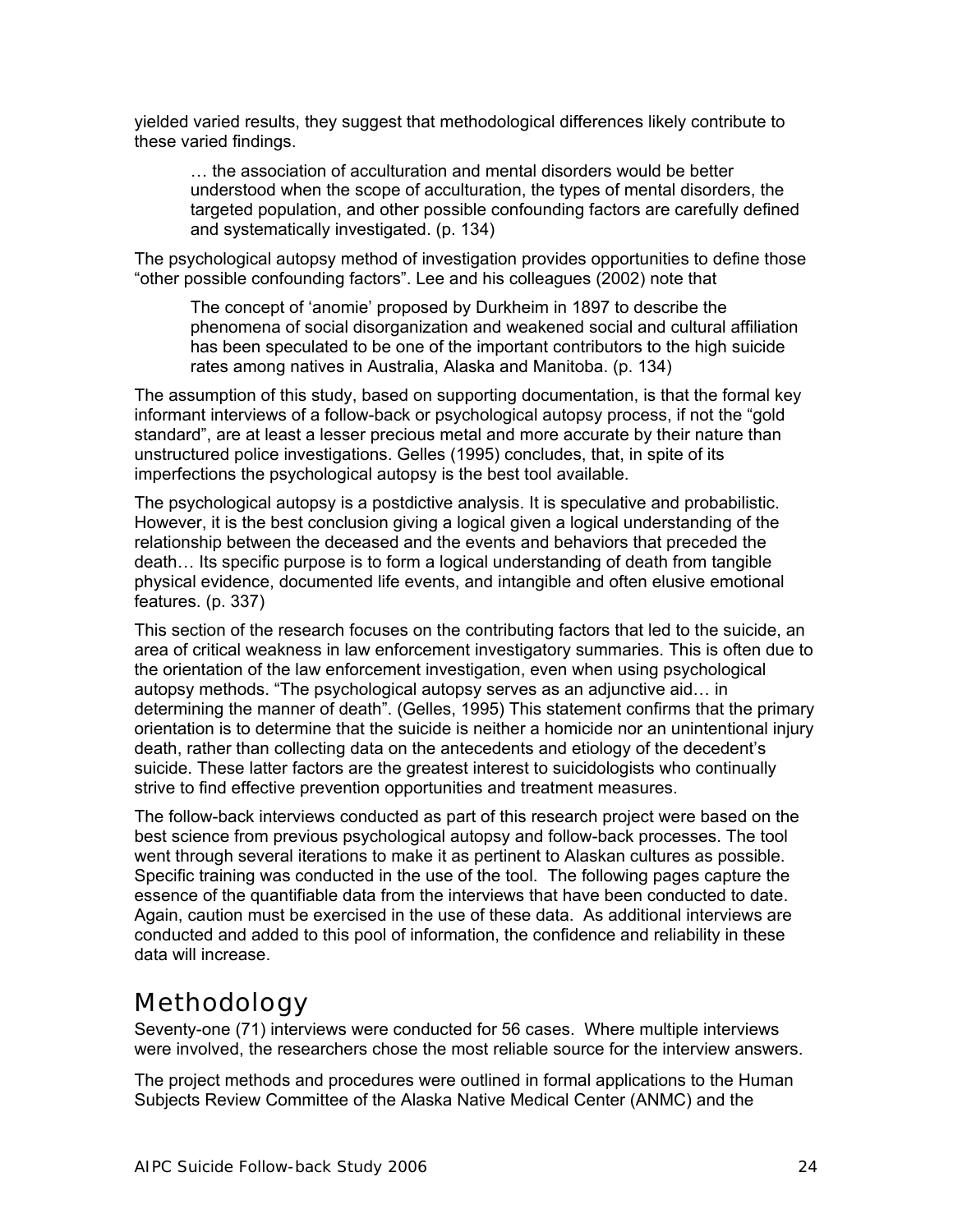yielded varied results, they suggest that methodological differences likely contribute to these varied findings.

> … the association of acculturation and mental disorders would be better understood when the scope of acculturation, the types of mental disorders, the targeted population, and other possible confounding factors are carefully defined and systematically investigated. (p. 134)

The psychological autopsy method of investigation provides opportunities to define those "other possible confounding factors". Lee and his colleagues (2002) note that

> The concept of 'anomie' proposed by Durkheim in 1897 to describe the phenomena of social disorganization and weakened social and cultural affiliation has been speculated to be one of the important contributors to the high suicide rates among natives in Australia, Alaska and Manitoba. (p. 134)

The assumption of this study, based on supporting documentation, is that the formal key informant interviews of a follow-back or psychological autopsy process, if not the "gold standard", are at least a lesser precious metal and more accurate by their nature than unstructured police investigations. Gelles (1995) concludes, that, in spite of its imperfections the psychological autopsy is the best tool available.

The psychological autopsy is a postdictive analysis. It is speculative and probabilistic. However, it is the best conclusion giving a logical given a logical understanding of the relationship between the deceased and the events and behaviors that preceded the death… Its specific purpose is to form a logical understanding of death from tangible physical evidence, documented life events, and intangible and often elusive emotional features. (p. 337)

This section of the research focuses on the contributing factors that led to the suicide, an area of critical weakness in law enforcement investigatory summaries. This is often due to the orientation of the law enforcement investigation, even when using psychological autopsy methods. "The psychological autopsy serves as an adjunctive aid… in determining the manner of death". (Gelles, 1995) This statement confirms that the primary orientation is to determine that the suicide is neither a homicide nor an unintentional injury death, rather than collecting data on the antecedents and etiology of the decedent's suicide. These latter factors are the greatest interest to suicidologists who continually strive to find effective prevention opportunities and treatment measures.

The follow-back interviews conducted as part of this research project were based on the best science from previous psychological autopsy and follow-back processes. The tool went through several iterations to make it as pertinent to Alaskan cultures as possible. Specific training was conducted in the use of the tool. The following pages capture the essence of the quantifiable data from the interviews that have been conducted to date. Again, caution must be exercised in the use of these data. As additional interviews are conducted and added to this pool of information, the confidence and reliability in these data will increase.

# Methodology

Seventy-one (71) interviews were conducted for 56 cases. Where multiple interviews were involved, the researchers chose the most reliable source for the interview answers.

The project methods and procedures were outlined in formal applications to the Human Subjects Review Committee of the Alaska Native Medical Center (ANMC) and the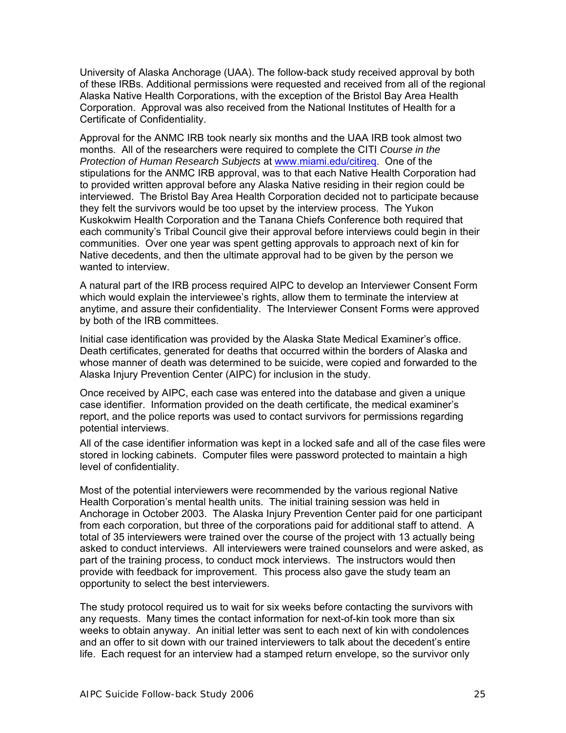University of Alaska Anchorage (UAA). The follow-back study received approval by both of these IRBs. Additional permissions were requested and received from all of the regional Alaska Native Health Corporations, with the exception of the Bristol Bay Area Health Corporation. Approval was also received from the National Institutes of Health for a Certificate of Confidentiality.

Approval for the ANMC IRB took nearly six months and the UAA IRB took almost two months. All of the researchers were required to complete the CITI *Course in the Protection of Human Research Subjects* at [www.miami.edu/citireq](www.miami.edu/citireq). One of the stipulations for the ANMC IRB approval, was to that each Native Health Corporation had to provided written approval before any Alaska Native residing in their region could be interviewed. The Bristol Bay Area Health Corporation decided not to participate because they felt the survivors would be too upset by the interview process. The Yukon Kuskokwim Health Corporation and the Tanana Chiefs Conference both required that each community's Tribal Council give their approval before interviews could begin in their communities. Over one year was spent getting approvals to approach next of kin for Native decedents, and then the ultimate approval had to be given by the person we wanted to interview.

A natural part of the IRB process required AIPC to develop an Interviewer Consent Form which would explain the interviewee's rights, allow them to terminate the interview at anytime, and assure their confidentiality. The Interviewer Consent Forms were approved by both of the IRB committees.

Initial case identification was provided by the Alaska State Medical Examiner's office. Death certificates, generated for deaths that occurred within the borders of Alaska and whose manner of death was determined to be suicide, were copied and forwarded to the Alaska Injury Prevention Center (AIPC) for inclusion in the study.

Once received by AIPC, each case was entered into the database and given a unique case identifier. Information provided on the death certificate, the medical examiner's report, and the police reports was used to contact survivors for permissions regarding potential interviews.

All of the case identifier information was kept in a locked safe and all of the case files were stored in locking cabinets. Computer files were password protected to maintain a high level of confidentiality.

Most of the potential interviewers were recommended by the various regional Native Health Corporation's mental health units. The initial training session was held in Anchorage in October 2003. The Alaska Injury Prevention Center paid for one participant from each corporation, but three of the corporations paid for additional staff to attend. A total of 35 interviewers were trained over the course of the project with 13 actually being asked to conduct interviews. All interviewers were trained counselors and were asked, as part of the training process, to conduct mock interviews. The instructors would then provide with feedback for improvement. This process also gave the study team an opportunity to select the best interviewers.

The study protocol required us to wait for six weeks before contacting the survivors with any requests. Many times the contact information for next-of-kin took more than six weeks to obtain anyway. An initial letter was sent to each next of kin with condolences and an offer to sit down with our trained interviewers to talk about the decedent's entire life. Each request for an interview had a stamped return envelope, so the survivor only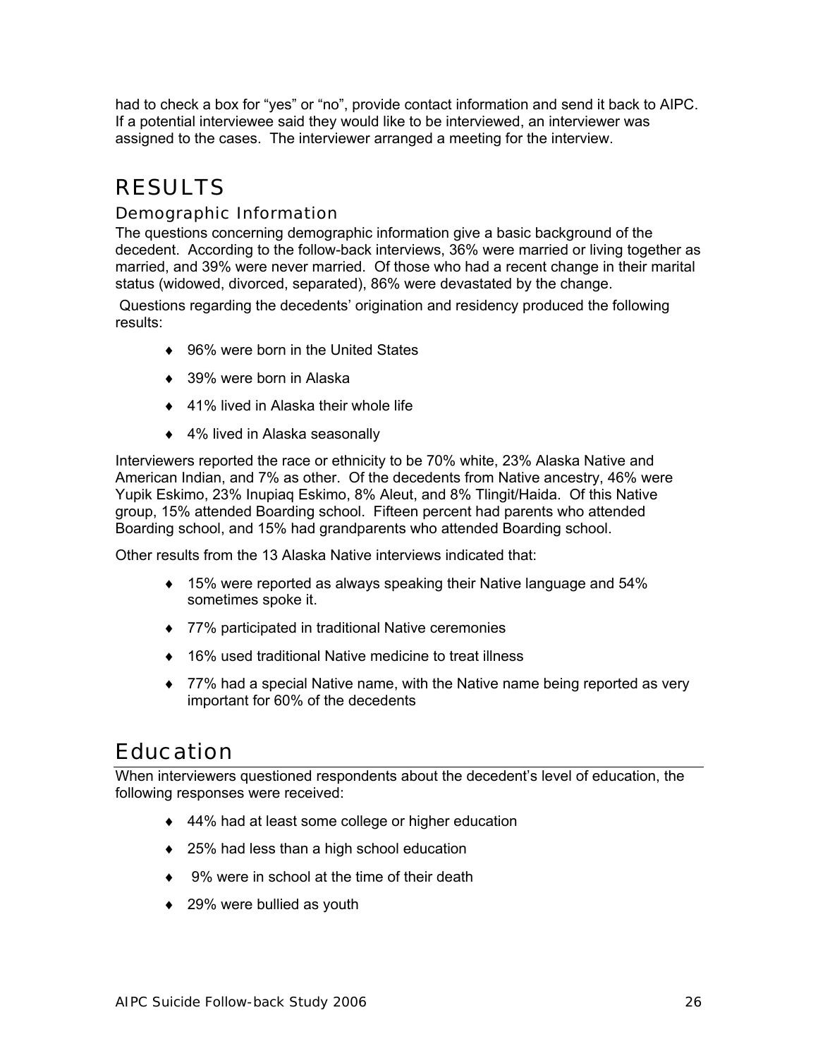had to check a box for "yes" or "no", provide contact information and send it back to AIPC. If a potential interviewee said they would like to be interviewed, an interviewer was assigned to the cases. The interviewer arranged a meeting for the interview.

# RESULTS

## Demographic Information

The questions concerning demographic information give a basic background of the decedent. According to the follow-back interviews, 36% were married or living together as married, and 39% were never married. Of those who had a recent change in their marital status (widowed, divorced, separated), 86% were devastated by the change.

Questions regarding the decedents' origination and residency produced the following results:

- 96% were born in the United States
- 39% were born in Alaska
- 41% lived in Alaska their whole life
- 4% lived in Alaska seasonally

Interviewers reported the race or ethnicity to be 70% white, 23% Alaska Native and American Indian, and 7% as other. Of the decedents from Native ancestry, 46% were Yupik Eskimo, 23% Inupiaq Eskimo, 8% Aleut, and 8% Tlingit/Haida. Of this Native group, 15% attended Boarding school. Fifteen percent had parents who attended Boarding school, and 15% had grandparents who attended Boarding school.

Other results from the 13 Alaska Native interviews indicated that:

- 15% were reported as always speaking their Native language and 54% sometimes spoke it.
- 77% participated in traditional Native ceremonies
- 16% used traditional Native medicine to treat illness
- 77% had a special Native name, with the Native name being reported as very important for 60% of the decedents

# Education

When interviewers questioned respondents about the decedent's level of education, the following responses were received:

- 44% had at least some college or higher education
- 25% had less than a high school education
- 9% were in school at the time of their death
- 29% were bullied as youth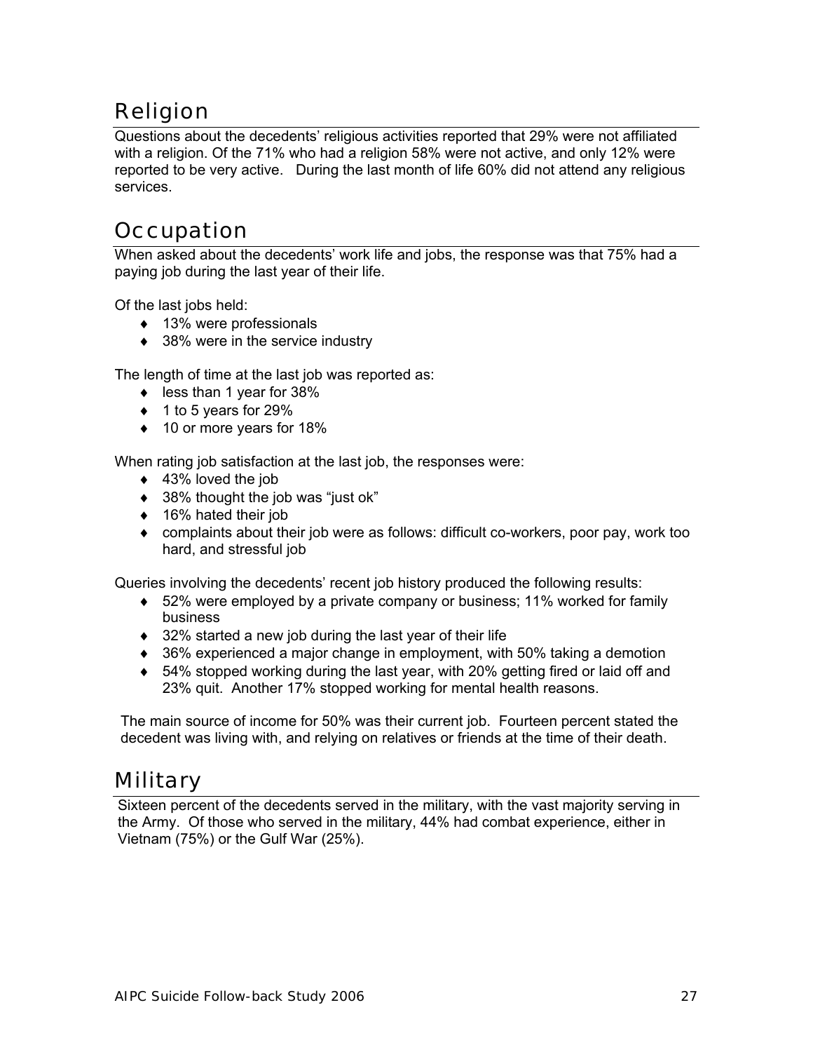## Religion

Questions about the decedents' religious activities reported that 29% were not affiliated with a religion. Of the 71% who had a religion 58% were not active, and only 12% were reported to be very active. During the last month of life 60% did not attend any religious services.

## Occupation

When asked about the decedents' work life and jobs, the response was that 75% had a paying job during the last year of their life.

Of the last jobs held:

- 13% were professionals
- 38% were in the service industry

The length of time at the last job was reported as:

- less than 1 year for 38%
- 1 to 5 years for 29%
- 10 or more years for 18%

When rating job satisfaction at the last job, the responses were:

- 43% loved the job
- 38% thought the job was "just ok"
- 16% hated their job
- complaints about their job were as follows: difficult co-workers, poor pay, work too hard, and stressful job

Queries involving the decedents' recent job history produced the following results:

- 52% were employed by a private company or business; 11% worked for family business
- 32% started a new job during the last year of their life
- 36% experienced a major change in employment, with 50% taking a demotion
- 54% stopped working during the last year, with 20% getting fired or laid off and 23% quit. Another 17% stopped working for mental health reasons.

The main source of income for 50% was their current job. Fourteen percent stated the decedent was living with, and relying on relatives or friends at the time of their death.

## Military

Sixteen percent of the decedents served in the military, with the vast majority serving in the Army. Of those who served in the military, 44% had combat experience, either in Vietnam (75%) or the Gulf War (25%).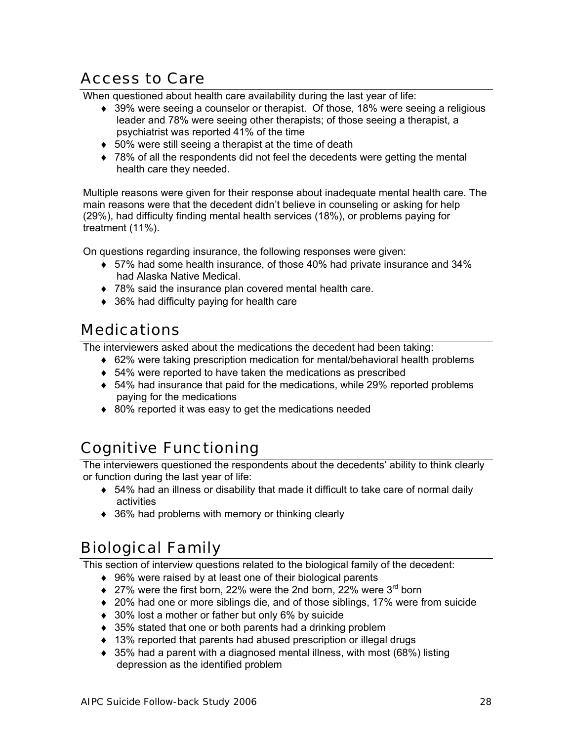## Access to Care

When questioned about health care availability during the last year of life:

- 39% were seeing a counselor or therapist. Of those, 18% were seeing a religious leader and 78% were seeing other therapists; of those seeing a therapist, a psychiatrist was reported 41% of the time
- 50% were still seeing a therapist at the time of death
- 78% of all the respondents did not feel the decedents were getting the mental health care they needed.

Multiple reasons were given for their response about inadequate mental health care. The main reasons were that the decedent didn't believe in counseling or asking for help (29%), had difficulty finding mental health services (18%), or problems paying for treatment (11%).

On questions regarding insurance, the following responses were given:

- 57% had some health insurance, of those 40% had private insurance and 34% had Alaska Native Medical.
- 78% said the insurance plan covered mental health care.
- 36% had difficulty paying for health care

## Medications

The interviewers asked about the medications the decedent had been taking:

- 62% were taking prescription medication for mental/behavioral health problems
- 54% were reported to have taken the medications as prescribed
- 54% had insurance that paid for the medications, while 29% reported problems paying for the medications
- 80% reported it was easy to get the medications needed

## Cognitive Functioning

The interviewers questioned the respondents about the decedents' ability to think clearly or function during the last year of life:

- 54% had an illness or disability that made it difficult to take care of normal daily activities
- 36% had problems with memory or thinking clearly

## Biological Family

This section of interview questions related to the biological family of the decedent:

- 96% were raised by at least one of their biological parents
- 27% were the first born, 22% were the 2nd born, 22% were 3rd born
- 20% had one or more siblings die, and of those siblings, 17% were from suicide
- 30% lost a mother or father but only 6% by suicide
- 35% stated that one or both parents had a drinking problem
- 13% reported that parents had abused prescription or illegal drugs
- 35% had a parent with a diagnosed mental illness, with most (68%) listing depression as the identified problem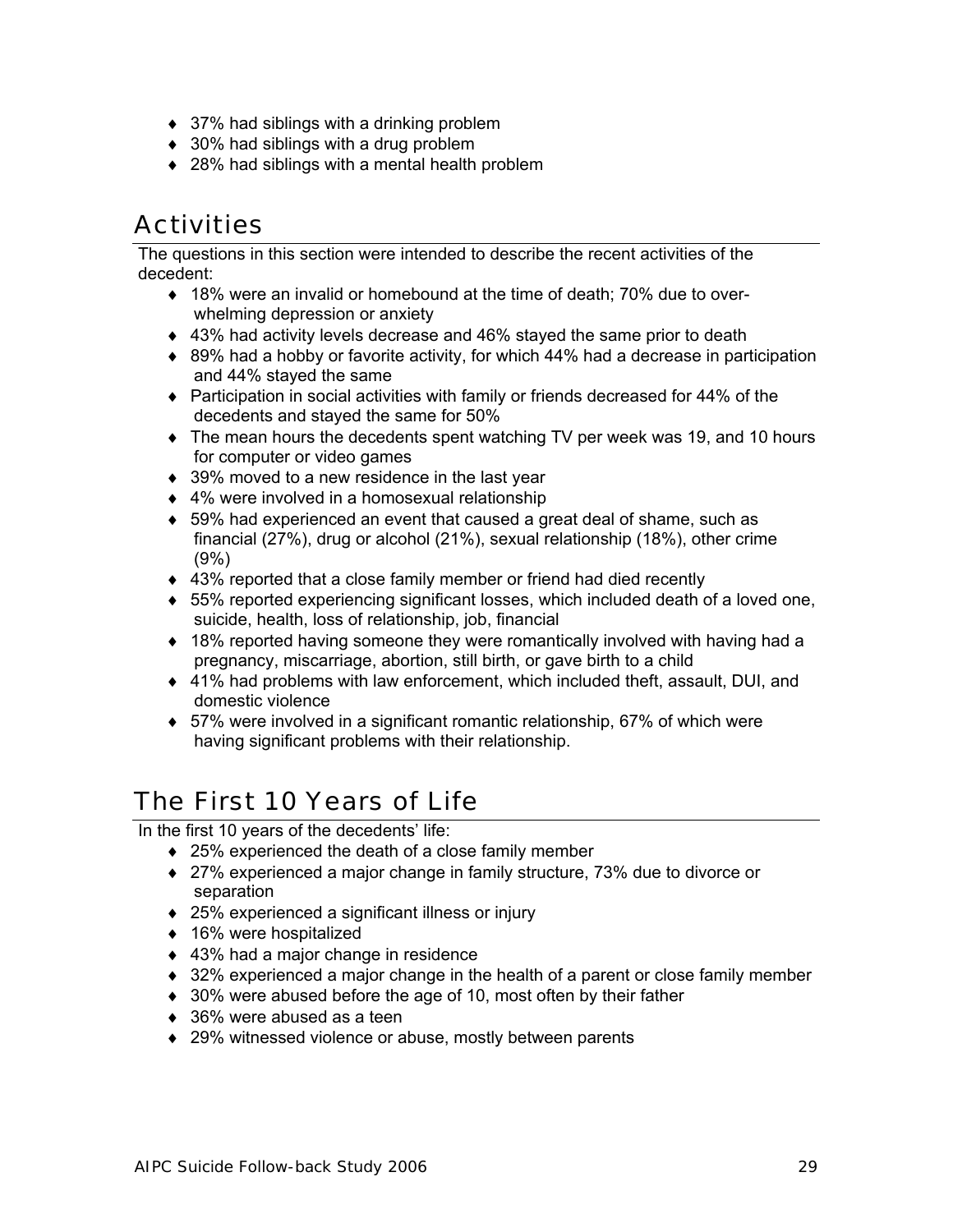- 37% had siblings with a drinking problem
- 30% had siblings with a drug problem
- 28% had siblings with a mental health problem

## Activities

The questions in this section were intended to describe the recent activities of the decedent:

- 18% were an invalid or homebound at the time of death; 70% due to over-whelming depression or anxiety
- 43% had activity levels decrease and 46% stayed the same prior to death
- 89% had a hobby or favorite activity, for which 44% had a decrease in participation and 44% stayed the same
- Participation in social activities with family or friends decreased for 44% of the decedents and stayed the same for 50%
- The mean hours the decedents spent watching TV per week was 19, and 10 hours for computer or video games
- 39% moved to a new residence in the last year
- 4% were involved in a homosexual relationship
- 59% had experienced an event that caused a great deal of shame, such as financial (27%), drug or alcohol (21%), sexual relationship (18%), other crime (9%)
- 43% reported that a close family member or friend had died recently
- 55% reported experiencing significant losses, which included death of a loved one, suicide, health, loss of relationship, job, financial
- 18% reported having someone they were romantically involved with having had a pregnancy, miscarriage, abortion, still birth, or gave birth to a child
- 41% had problems with law enforcement, which included theft, assault, DUI, and domestic violence
- 57% were involved in a significant romantic relationship, 67% of which were having significant problems with their relationship.

## The First 10 Years of Life

In the first 10 years of the decedents' life:

- 25% experienced the death of a close family member
- 27% experienced a major change in family structure, 73% due to divorce or separation
- 25% experienced a significant illness or injury
- 16% were hospitalized
- 43% had a major change in residence
- 32% experienced a major change in the health of a parent or close family member
- 30% were abused before the age of 10, most often by their father
- 36% were abused as a teen
- 29% witnessed violence or abuse, mostly between parents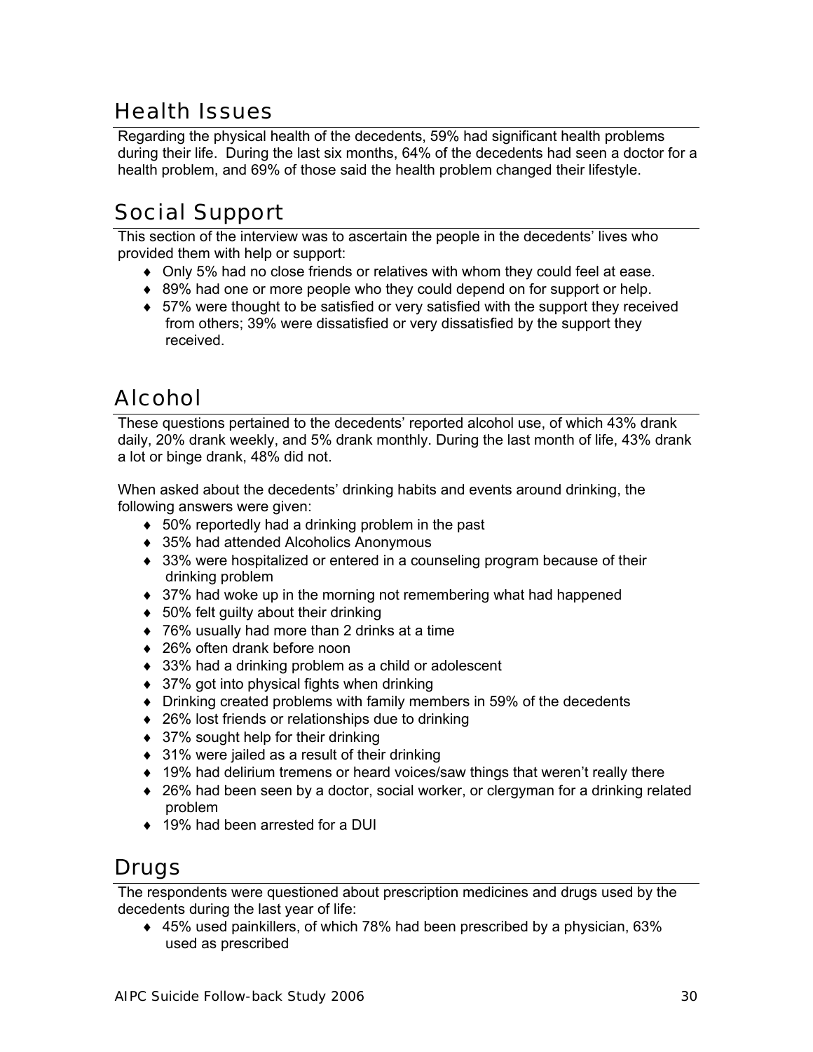## Health Issues

Regarding the physical health of the decedents, 59% had significant health problems during their life. During the last six months, 64% of the decedents had seen a doctor for a health problem, and 69% of those said the health problem changed their lifestyle.

## Social Support

This section of the interview was to ascertain the people in the decedents' lives who provided them with help or support:

- Only 5% had no close friends or relatives with whom they could feel at ease.
- 89% had one or more people who they could depend on for support or help.
- 57% were thought to be satisfied or very satisfied with the support they received from others; 39% were dissatisfied or very dissatisfied by the support they received.

## Alcohol

These questions pertained to the decedents' reported alcohol use, of which 43% drank daily, 20% drank weekly, and 5% drank monthly. During the last month of life, 43% drank a lot or binge drank, 48% did not.

When asked about the decedents' drinking habits and events around drinking, the following answers were given:

- 50% reportedly had a drinking problem in the past
- 35% had attended Alcoholics Anonymous
- 33% were hospitalized or entered in a counseling program because of their drinking problem
- 37% had woke up in the morning not remembering what had happened
- 50% felt guilty about their drinking
- 76% usually had more than 2 drinks at a time
- 26% often drank before noon
- 33% had a drinking problem as a child or adolescent
- 37% got into physical fights when drinking
- Drinking created problems with family members in 59% of the decedents
- 26% lost friends or relationships due to drinking
- 37% sought help for their drinking
- 31% were jailed as a result of their drinking
- 19% had delirium tremens or heard voices/saw things that weren't really there
- 26% had been seen by a doctor, social worker, or clergyman for a drinking related problem
- 19% had been arrested for a DUI

## Drugs

The respondents were questioned about prescription medicines and drugs used by the decedents during the last year of life:

- 45% used painkillers, of which 78% had been prescribed by a physician, 63% used as prescribed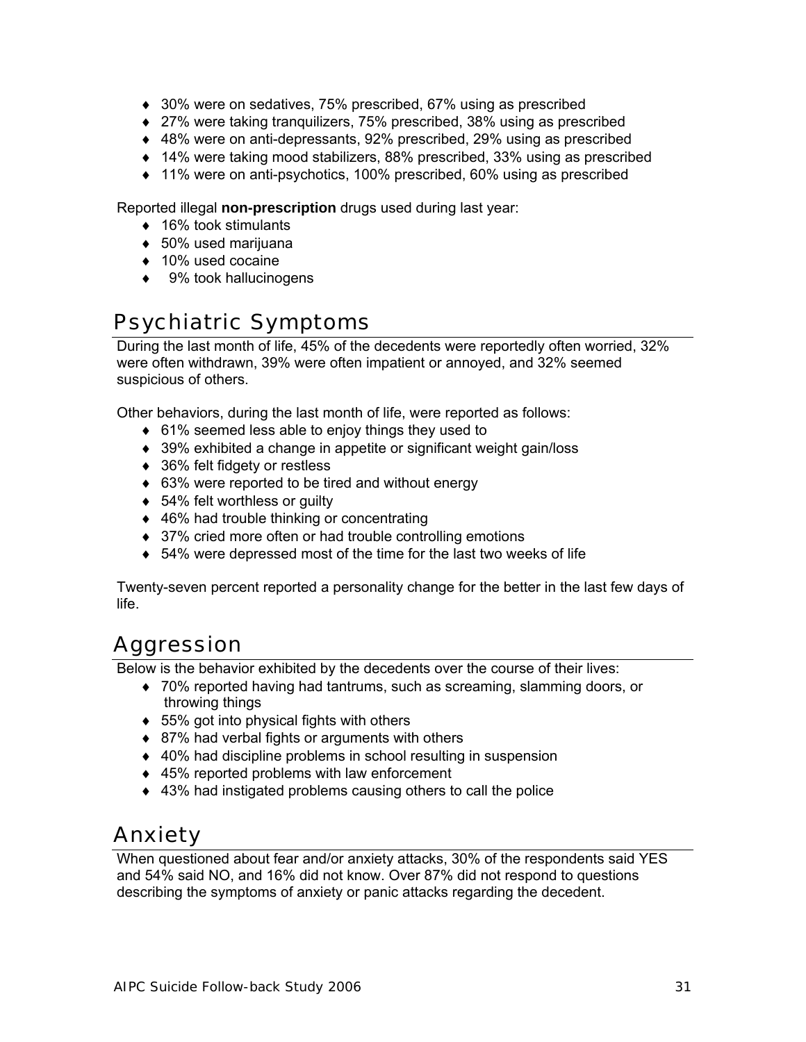- 30% were on sedatives, 75% prescribed, 67% using as prescribed
- 27% were taking tranquilizers, 75% prescribed, 38% using as prescribed
- 48% were on anti-depressants, 92% prescribed, 29% using as prescribed
- 14% were taking mood stabilizers, 88% prescribed, 33% using as prescribed
- 11% were on anti-psychotics, 100% prescribed, 60% using as prescribed

Reported illegal **non-prescription** drugs used during last year:

- 16% took stimulants
- 50% used marijuana
- 10% used cocaine
- 9% took hallucinogens

## Psychiatric Symptoms

During the last month of life, 45% of the decedents were reportedly often worried, 32% were often withdrawn, 39% were often impatient or annoyed, and 32% seemed suspicious of others.

Other behaviors, during the last month of life, were reported as follows:

- 61% seemed less able to enjoy things they used to
- 39% exhibited a change in appetite or significant weight gain/loss
- 36% felt fidgety or restless
- 63% were reported to be tired and without energy
- 54% felt worthless or guilty
- 46% had trouble thinking or concentrating
- 37% cried more often or had trouble controlling emotions
- 54% were depressed most of the time for the last two weeks of life

Twenty-seven percent reported a personality change for the better in the last few days of life.

## Aggression

Below is the behavior exhibited by the decedents over the course of their lives:

- 70% reported having had tantrums, such as screaming, slamming doors, or throwing things
- 55% got into physical fights with others
- 87% had verbal fights or arguments with others
- 40% had discipline problems in school resulting in suspension
- 45% reported problems with law enforcement
- 43% had instigated problems causing others to call the police

## Anxiety

When questioned about fear and/or anxiety attacks, 30% of the respondents said YES and 54% said NO, and 16% did not know. Over 87% did not respond to questions describing the symptoms of anxiety or panic attacks regarding the decedent.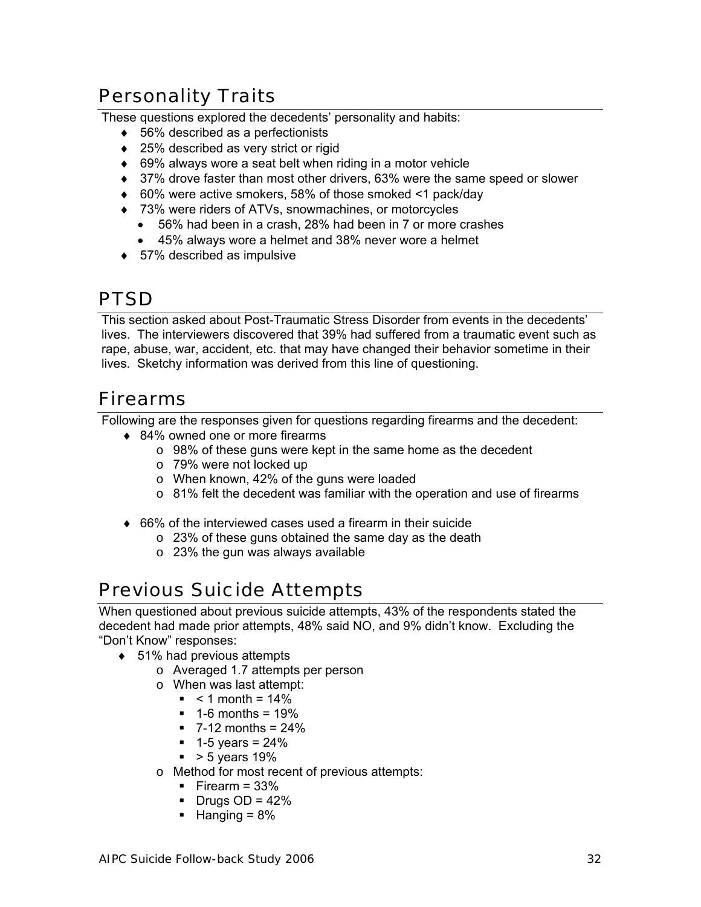## Personality Traits

These questions explored the decedents' personality and habits:

- 56% described as a perfectionists
- 25% described as very strict or rigid
- 69% always wore a seat belt when riding in a motor vehicle
- 37% drove faster than most other drivers, 63% were the same speed or slower
- 60% were active smokers, 58% of those smoked <1 pack/day
- 73% were riders of ATVs, snowmachines, or motorcycles
  - 56% had been in a crash, 28% had been in 7 or more crashes
  - 45% always wore a helmet and 38% never wore a helmet
- 57% described as impulsive

## PTSD

This section asked about Post-Traumatic Stress Disorder from events in the decedents' lives. The interviewers discovered that 39% had suffered from a traumatic event such as rape, abuse, war, accident, etc. that may have changed their behavior sometime in their lives. Sketchy information was derived from this line of questioning.

## Firearms

Following are the responses given for questions regarding firearms and the decedent:

- 84% owned one or more firearms
  - 98% of these guns were kept in the same home as the decedent
  - 79% were not locked up
  - When known, 42% of the guns were loaded
  - 81% felt the decedent was familiar with the operation and use of firearms

- 66% of the interviewed cases used a firearm in their suicide
  - 23% of these guns obtained the same day as the death
  - 23% the gun was always available

## Previous Suicide Attempts

When questioned about previous suicide attempts, 43% of the respondents stated the decedent had made prior attempts, 48% said NO, and 9% didn't know. Excluding the "Don't Know" responses:

- 51% had previous attempts
  - Averaged 1.7 attempts per person
  - When was last attempt:
    - < 1 month = 14%
    - 1-6 months = 19%
    - 7-12 months = 24%
    - 1-5 years = 24%
    - > 5 years 19%
  - Method for most recent of previous attempts:
    - Firearm = 33%
    - Drugs OD = 42%
    - Hanging = 8%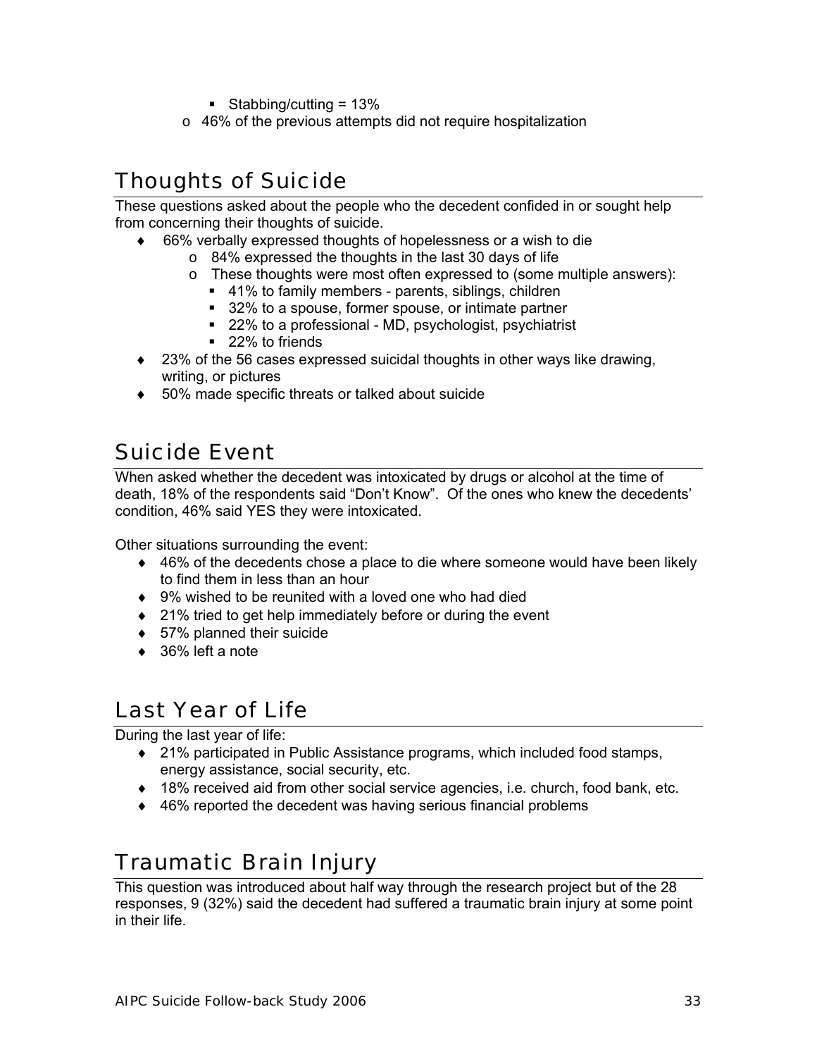- Stabbing/cutting = 13%
    - 46% of the previous attempts did not require hospitalization

## Thoughts of Suicide

These questions asked about the people who the decedent confided in or sought help from concerning their thoughts of suicide.

- 66% verbally expressed thoughts of hopelessness or a wish to die
    - 84% expressed the thoughts in the last 30 days of life
    - These thoughts were most often expressed to (some multiple answers):
        - 41% to family members - parents, siblings, children
        - 32% to a spouse, former spouse, or intimate partner
        - 22% to a professional - MD, psychologist, psychiatrist
        - 22% to friends
- 23% of the 56 cases expressed suicidal thoughts in other ways like drawing, writing, or pictures
- 50% made specific threats or talked about suicide

## Suicide Event

When asked whether the decedent was intoxicated by drugs or alcohol at the time of death, 18% of the respondents said "Don't Know". Of the ones who knew the decedents' condition, 46% said YES they were intoxicated.

Other situations surrounding the event:

- 46% of the decedents chose a place to die where someone would have been likely to find them in less than an hour
- 9% wished to be reunited with a loved one who had died
- 21% tried to get help immediately before or during the event
- 57% planned their suicide
- 36% left a note

## Last Year of Life

During the last year of life:

- 21% participated in Public Assistance programs, which included food stamps, energy assistance, social security, etc.
- 18% received aid from other social service agencies, i.e. church, food bank, etc.
- 46% reported the decedent was having serious financial problems

## Traumatic Brain Injury

This question was introduced about half way through the research project but of the 28 responses, 9 (32%) said the decedent had suffered a traumatic brain injury at some point in their life.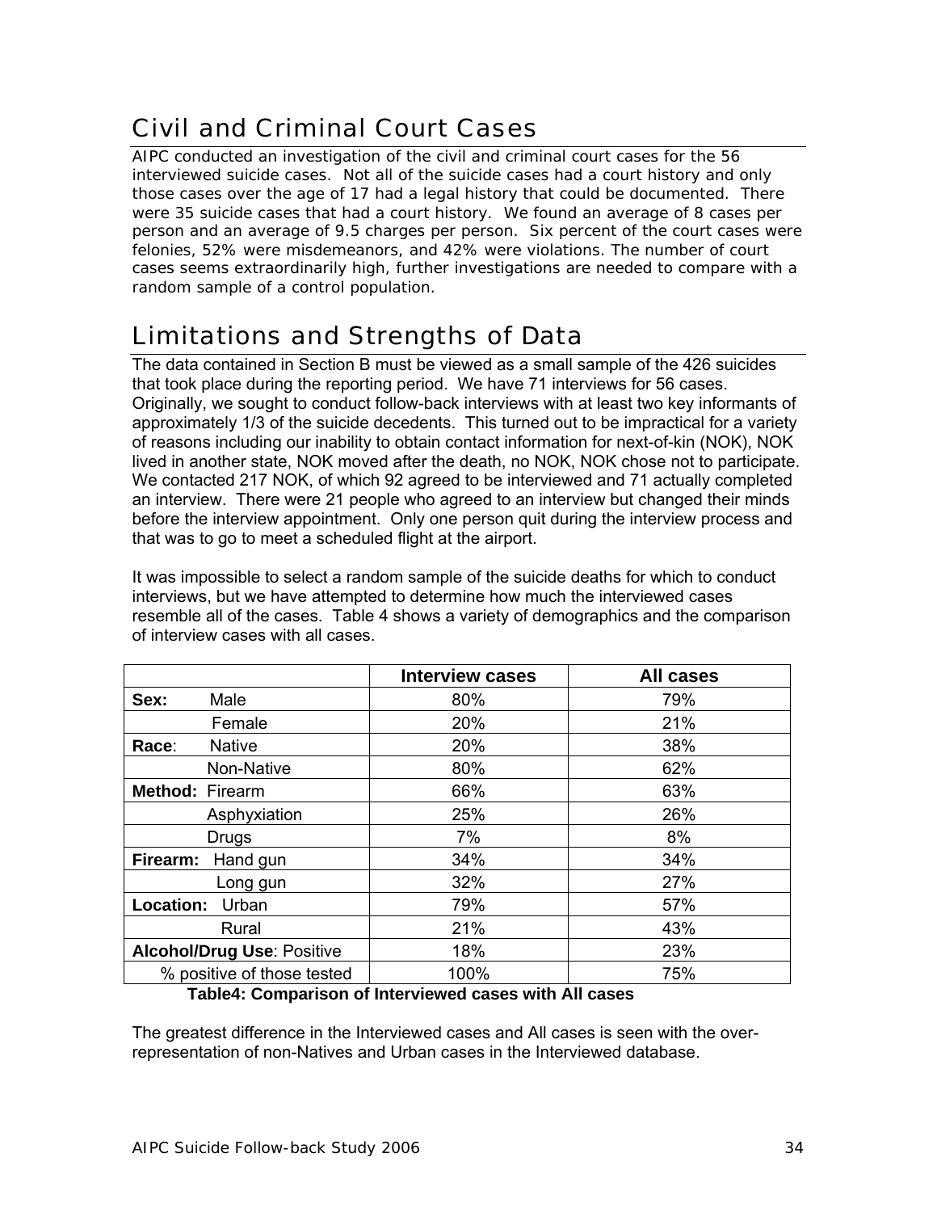## Civil and Criminal Court Cases

AIPC conducted an investigation of the civil and criminal court cases for the 56 interviewed suicide cases. Not all of the suicide cases had a court history and only those cases over the age of 17 had a legal history that could be documented. There were 35 suicide cases that had a court history. We found an average of 8 cases per person and an average of 9.5 charges per person. Six percent of the court cases were felonies, 52% were misdemeanors, and 42% were violations. The number of court cases seems extraordinarily high, further investigations are needed to compare with a random sample of a control population.

## Limitations and Strengths of Data

The data contained in Section B must be viewed as a small sample of the 426 suicides that took place during the reporting period. We have 71 interviews for 56 cases. Originally, we sought to conduct follow-back interviews with at least two key informants of approximately 1/3 of the suicide decedents. This turned out to be impractical for a variety of reasons including our inability to obtain contact information for next-of-kin (NOK), NOK lived in another state, NOK moved after the death, no NOK, NOK chose not to participate. We contacted 217 NOK, of which 92 agreed to be interviewed and 71 actually completed an interview. There were 21 people who agreed to an interview but changed their minds before the interview appointment. Only one person quit during the interview process and that was to go to meet a scheduled flight at the airport.

It was impossible to select a random sample of the suicide deaths for which to conduct interviews, but we have attempted to determine how much the interviewed cases resemble all of the cases. Table 4 shows a variety of demographics and the comparison of interview cases with all cases.

| | Interview cases | All cases |
|---|---|---|
| **Sex:** Male | 80% | 79% |
| Female | 20% | 21% |
| **Race:** Native | 20% | 38% |
| Non-Native | 80% | 62% |
| **Method:** Firearm | 66% | 63% |
| Asphyxiation | 25% | 26% |
| Drugs | 7% | 8% |
| **Firearm:** Hand gun | 34% | 34% |
| Long gun | 32% | 27% |
| **Location:** Urban | 79% | 57% |
| Rural | 21% | 43% |
| **Alcohol/Drug Use**: Positive | 18% | 23% |
| % positive of those tested | 100% | 75% |

**Table4: Comparison of Interviewed cases with All cases**

The greatest difference in the Interviewed cases and All cases is seen with the over-representation of non-Natives and Urban cases in the Interviewed database.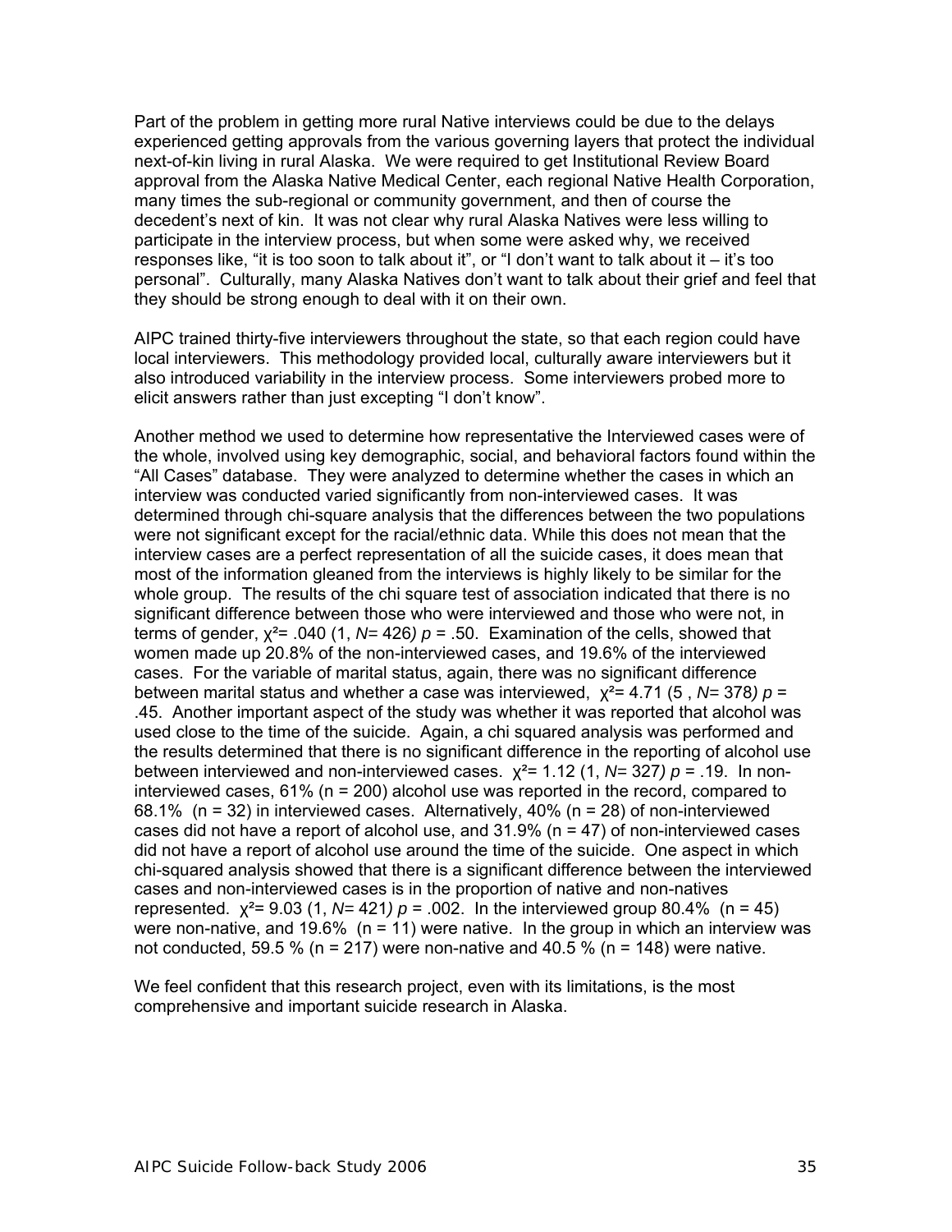Part of the problem in getting more rural Native interviews could be due to the delays experienced getting approvals from the various governing layers that protect the individual next-of-kin living in rural Alaska. We were required to get Institutional Review Board approval from the Alaska Native Medical Center, each regional Native Health Corporation, many times the sub-regional or community government, and then of course the decedent's next of kin. It was not clear why rural Alaska Natives were less willing to participate in the interview process, but when some were asked why, we received responses like, "it is too soon to talk about it", or "I don't want to talk about it – it's too personal". Culturally, many Alaska Natives don't want to talk about their grief and feel that they should be strong enough to deal with it on their own.

AIPC trained thirty-five interviewers throughout the state, so that each region could have local interviewers. This methodology provided local, culturally aware interviewers but it also introduced variability in the interview process. Some interviewers probed more to elicit answers rather than just excepting "I don't know".

Another method we used to determine how representative the Interviewed cases were of the whole, involved using key demographic, social, and behavioral factors found within the "All Cases" database. They were analyzed to determine whether the cases in which an interview was conducted varied significantly from non-interviewed cases. It was determined through chi-square analysis that the differences between the two populations were not significant except for the racial/ethnic data. While this does not mean that the interview cases are a perfect representation of all the suicide cases, it does mean that most of the information gleaned from the interviews is highly likely to be similar for the whole group. The results of the chi square test of association indicated that there is no significant difference between those who were interviewed and those who were not, in terms of gender, $\chi^2 = .040$ (1, *N*= 426*)* $p = .50$. Examination of the cells, showed that women made up 20.8% of the non-interviewed cases, and 19.6% of the interviewed cases. For the variable of marital status, again, there was no significant difference between marital status and whether a case was interviewed, $\chi^2 = 4.71$ (5 , *N*= 378*)* $p = .45$. Another important aspect of the study was whether it was reported that alcohol was used close to the time of the suicide. Again, a chi squared analysis was performed and the results determined that there is no significant difference in the reporting of alcohol use between interviewed and non-interviewed cases. $\chi^2 = 1.12$ (1, *N*= 327*)* $p = .19$. In non-interviewed cases, 61% (n = 200) alcohol use was reported in the record, compared to 68.1% (n = 32) in interviewed cases. Alternatively, 40% (n = 28) of non-interviewed cases did not have a report of alcohol use, and 31.9% (n = 47) of non-interviewed cases did not have a report of alcohol use around the time of the suicide. One aspect in which chi-squared analysis showed that there is a significant difference between the interviewed cases and non-interviewed cases is in the proportion of native and non-natives represented. $\chi^2 = 9.03$ (1, *N*= 421*)* $p = .002$. In the interviewed group 80.4% (n = 45) were non-native, and 19.6% (n = 11) were native. In the group in which an interview was not conducted, 59.5 % (n = 217) were non-native and 40.5 % (n = 148) were native.

We feel confident that this research project, even with its limitations, is the most comprehensive and important suicide research in Alaska.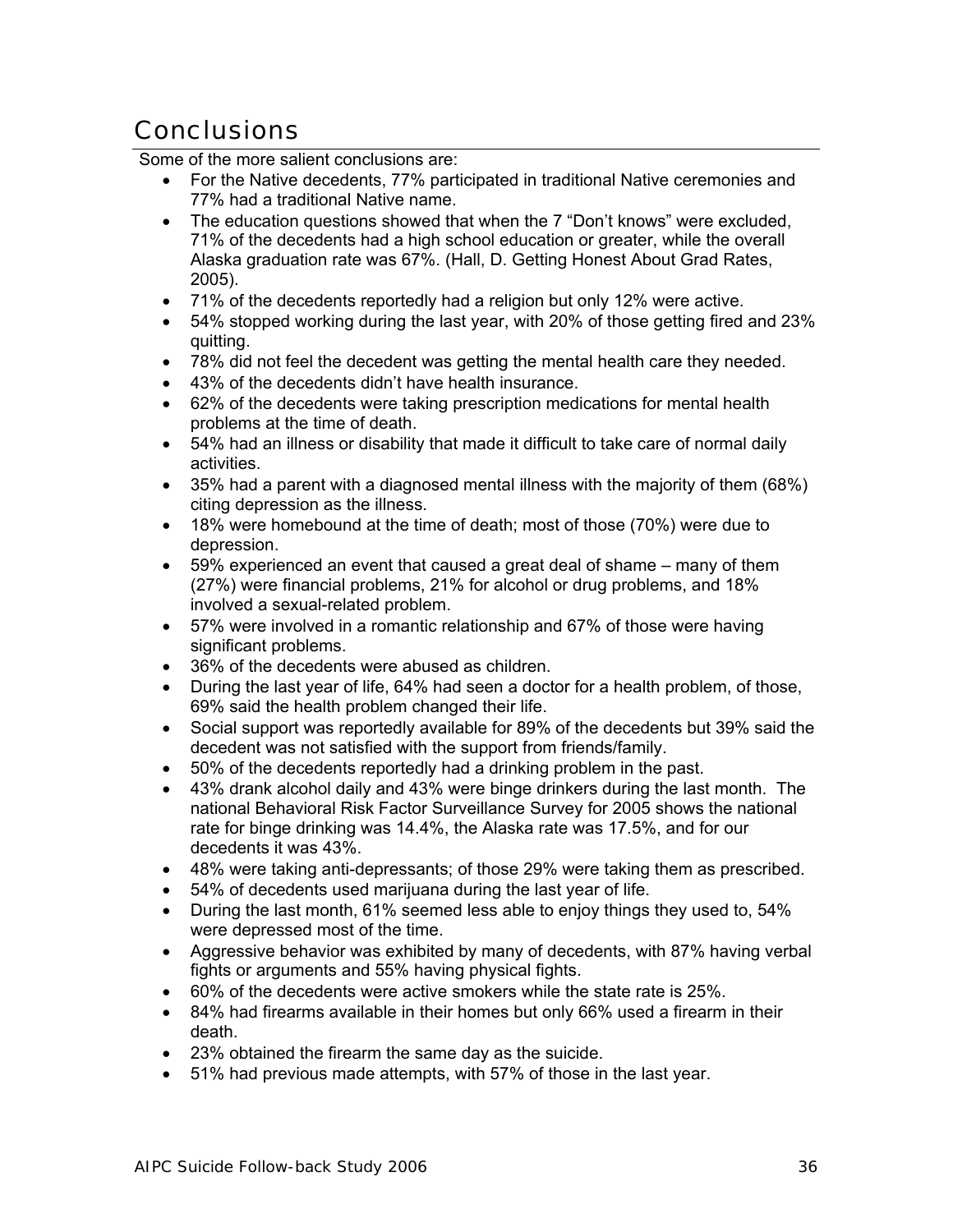# Conclusions

Some of the more salient conclusions are:

- For the Native decedents, 77% participated in traditional Native ceremonies and 77% had a traditional Native name.
- The education questions showed that when the 7 "Don't knows" were excluded, 71% of the decedents had a high school education or greater, while the overall Alaska graduation rate was 67%. (Hall, D. Getting Honest About Grad Rates, 2005).
- 71% of the decedents reportedly had a religion but only 12% were active.
- 54% stopped working during the last year, with 20% of those getting fired and 23% quitting.
- 78% did not feel the decedent was getting the mental health care they needed.
- 43% of the decedents didn't have health insurance.
- 62% of the decedents were taking prescription medications for mental health problems at the time of death.
- 54% had an illness or disability that made it difficult to take care of normal daily activities.
- 35% had a parent with a diagnosed mental illness with the majority of them (68%) citing depression as the illness.
- 18% were homebound at the time of death; most of those (70%) were due to depression.
- 59% experienced an event that caused a great deal of shame – many of them (27%) were financial problems, 21% for alcohol or drug problems, and 18% involved a sexual-related problem.
- 57% were involved in a romantic relationship and 67% of those were having significant problems.
- 36% of the decedents were abused as children.
- During the last year of life, 64% had seen a doctor for a health problem, of those, 69% said the health problem changed their life.
- Social support was reportedly available for 89% of the decedents but 39% said the decedent was not satisfied with the support from friends/family.
- 50% of the decedents reportedly had a drinking problem in the past.
- 43% drank alcohol daily and 43% were binge drinkers during the last month. The national Behavioral Risk Factor Surveillance Survey for 2005 shows the national rate for binge drinking was 14.4%, the Alaska rate was 17.5%, and for our decedents it was 43%.
- 48% were taking anti-depressants; of those 29% were taking them as prescribed.
- 54% of decedents used marijuana during the last year of life.
- During the last month, 61% seemed less able to enjoy things they used to, 54% were depressed most of the time.
- Aggressive behavior was exhibited by many of decedents, with 87% having verbal fights or arguments and 55% having physical fights.
- 60% of the decedents were active smokers while the state rate is 25%.
- 84% had firearms available in their homes but only 66% used a firearm in their death.
- 23% obtained the firearm the same day as the suicide.
- 51% had previous made attempts, with 57% of those in the last year.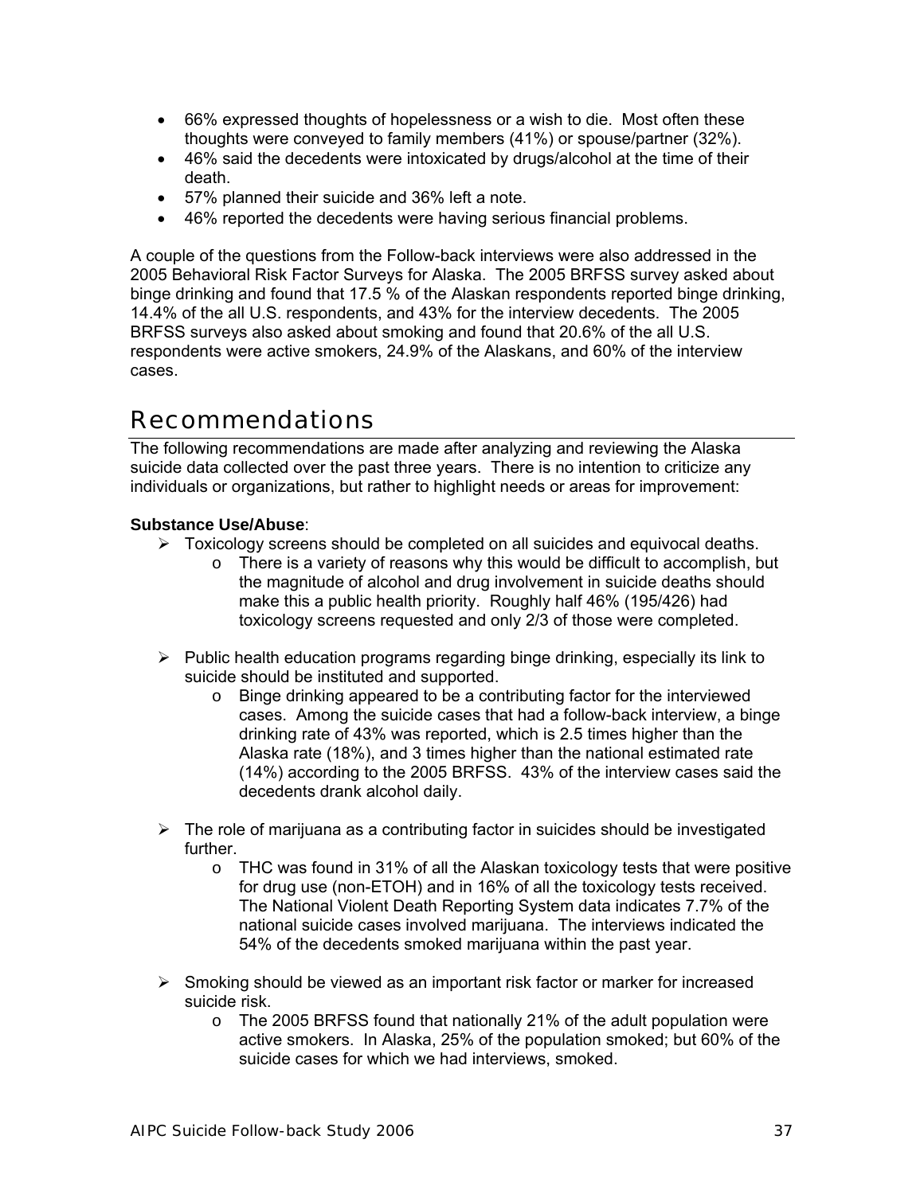- 66% expressed thoughts of hopelessness or a wish to die. Most often these thoughts were conveyed to family members (41%) or spouse/partner (32%).
- 46% said the decedents were intoxicated by drugs/alcohol at the time of their death.
- 57% planned their suicide and 36% left a note.
- 46% reported the decedents were having serious financial problems.

A couple of the questions from the Follow-back interviews were also addressed in the 2005 Behavioral Risk Factor Surveys for Alaska. The 2005 BRFSS survey asked about binge drinking and found that 17.5 % of the Alaskan respondents reported binge drinking, 14.4% of the all U.S. respondents, and 43% for the interview decedents. The 2005 BRFSS surveys also asked about smoking and found that 20.6% of the all U.S. respondents were active smokers, 24.9% of the Alaskans, and 60% of the interview cases.

# Recommendations

The following recommendations are made after analyzing and reviewing the Alaska suicide data collected over the past three years. There is no intention to criticize any individuals or organizations, but rather to highlight needs or areas for improvement:

**Substance Use/Abuse**:

- Toxicology screens should be completed on all suicides and equivocal deaths.
  - There is a variety of reasons why this would be difficult to accomplish, but the magnitude of alcohol and drug involvement in suicide deaths should make this a public health priority. Roughly half 46% (195/426) had toxicology screens requested and only 2/3 of those were completed.

- Public health education programs regarding binge drinking, especially its link to suicide should be instituted and supported.
  - Binge drinking appeared to be a contributing factor for the interviewed cases. Among the suicide cases that had a follow-back interview, a binge drinking rate of 43% was reported, which is 2.5 times higher than the Alaska rate (18%), and 3 times higher than the national estimated rate (14%) according to the 2005 BRFSS. 43% of the interview cases said the decedents drank alcohol daily.

- The role of marijuana as a contributing factor in suicides should be investigated further.
  - THC was found in 31% of all the Alaskan toxicology tests that were positive for drug use (non-ETOH) and in 16% of all the toxicology tests received. The National Violent Death Reporting System data indicates 7.7% of the national suicide cases involved marijuana. The interviews indicated the 54% of the decedents smoked marijuana within the past year.

- Smoking should be viewed as an important risk factor or marker for increased suicide risk.
  - The 2005 BRFSS found that nationally 21% of the adult population were active smokers. In Alaska, 25% of the population smoked; but 60% of the suicide cases for which we had interviews, smoked.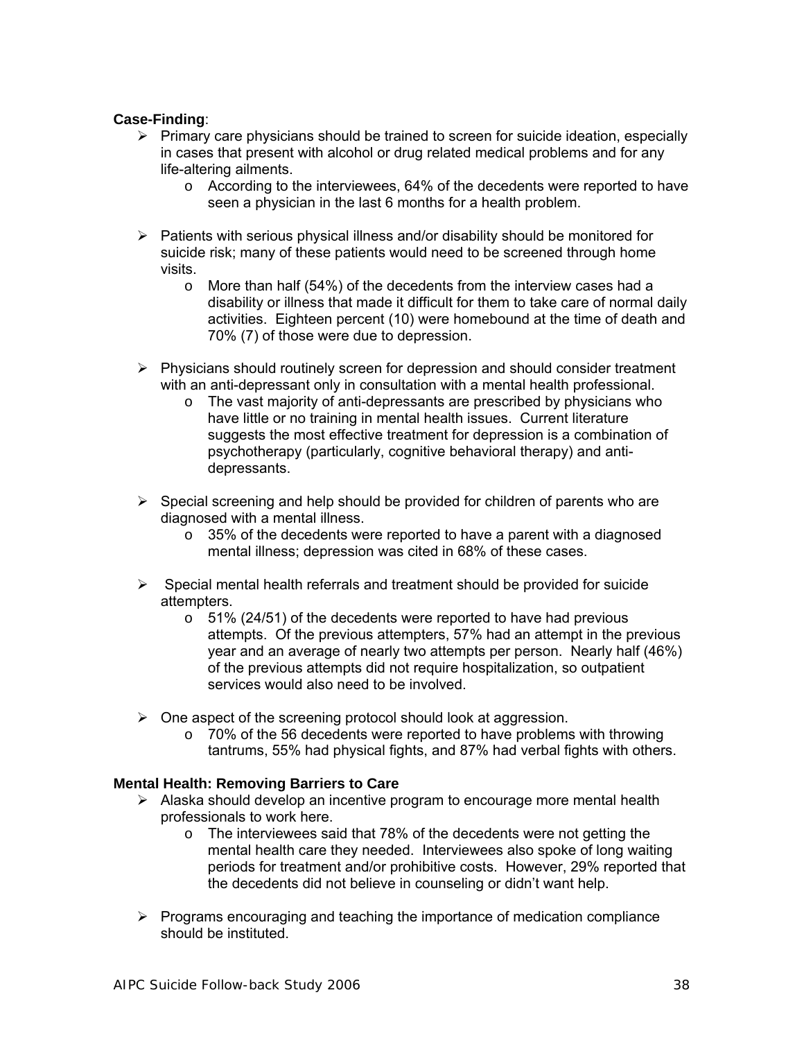**Case-Finding**:

- Primary care physicians should be trained to screen for suicide ideation, especially in cases that present with alcohol or drug related medical problems and for any life-altering ailments.
    - According to the interviewees, 64% of the decedents were reported to have seen a physician in the last 6 months for a health problem.

- Patients with serious physical illness and/or disability should be monitored for suicide risk; many of these patients would need to be screened through home visits.
    - More than half (54%) of the decedents from the interview cases had a disability or illness that made it difficult for them to take care of normal daily activities. Eighteen percent (10) were homebound at the time of death and 70% (7) of those were due to depression.

- Physicians should routinely screen for depression and should consider treatment with an anti-depressant only in consultation with a mental health professional.
    - The vast majority of anti-depressants are prescribed by physicians who have little or no training in mental health issues. Current literature suggests the most effective treatment for depression is a combination of psychotherapy (particularly, cognitive behavioral therapy) and anti-depressants.

- Special screening and help should be provided for children of parents who are diagnosed with a mental illness.
    - 35% of the decedents were reported to have a parent with a diagnosed mental illness; depression was cited in 68% of these cases.

- Special mental health referrals and treatment should be provided for suicide attempters.
    - 51% (24/51) of the decedents were reported to have had previous attempts. Of the previous attempters, 57% had an attempt in the previous year and an average of nearly two attempts per person. Nearly half (46%) of the previous attempts did not require hospitalization, so outpatient services would also need to be involved.

- One aspect of the screening protocol should look at aggression.
    - 70% of the 56 decedents were reported to have problems with throwing tantrums, 55% had physical fights, and 87% had verbal fights with others.

**Mental Health: Removing Barriers to Care**

- Alaska should develop an incentive program to encourage more mental health professionals to work here.
    - The interviewees said that 78% of the decedents were not getting the mental health care they needed. Interviewees also spoke of long waiting periods for treatment and/or prohibitive costs. However, 29% reported that the decedents did not believe in counseling or didn't want help.

- Programs encouraging and teaching the importance of medication compliance should be instituted.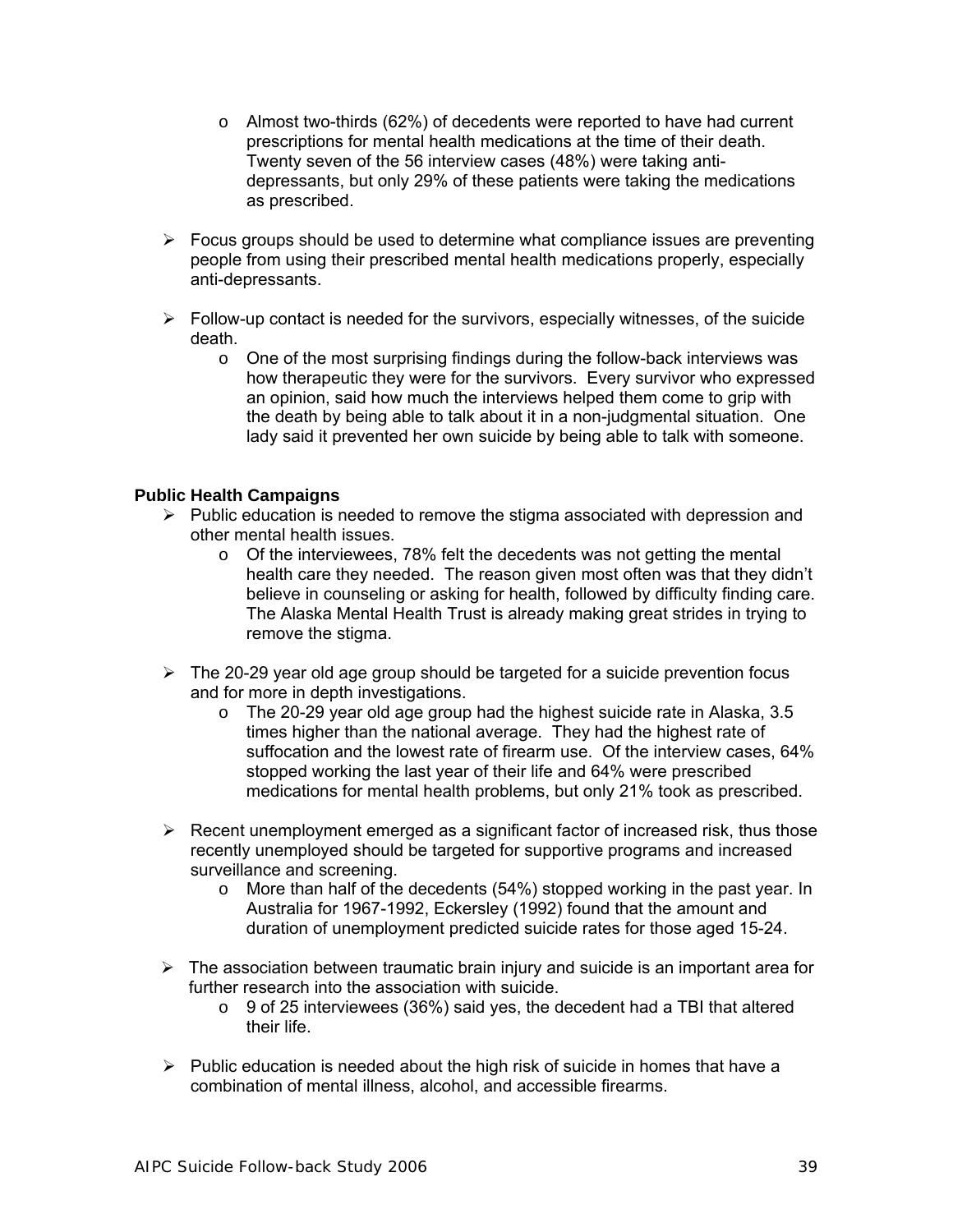- Almost two-thirds (62%) of decedents were reported to have had current prescriptions for mental health medications at the time of their death. Twenty seven of the 56 interview cases (48%) were taking anti-depressants, but only 29% of these patients were taking the medications as prescribed.

- Focus groups should be used to determine what compliance issues are preventing people from using their prescribed mental health medications properly, especially anti-depressants.

- Follow-up contact is needed for the survivors, especially witnesses, of the suicide death.
  - One of the most surprising findings during the follow-back interviews was how therapeutic they were for the survivors. Every survivor who expressed an opinion, said how much the interviews helped them come to grip with the death by being able to talk about it in a non-judgmental situation. One lady said it prevented her own suicide by being able to talk with someone.

**Public Health Campaigns**

- Public education is needed to remove the stigma associated with depression and other mental health issues.
  - Of the interviewees, 78% felt the decedents was not getting the mental health care they needed. The reason given most often was that they didn't believe in counseling or asking for health, followed by difficulty finding care. The Alaska Mental Health Trust is already making great strides in trying to remove the stigma.

- The 20-29 year old age group should be targeted for a suicide prevention focus and for more in depth investigations.
  - The 20-29 year old age group had the highest suicide rate in Alaska, 3.5 times higher than the national average. They had the highest rate of suffocation and the lowest rate of firearm use. Of the interview cases, 64% stopped working the last year of their life and 64% were prescribed medications for mental health problems, but only 21% took as prescribed.

- Recent unemployment emerged as a significant factor of increased risk, thus those recently unemployed should be targeted for supportive programs and increased surveillance and screening.
  - More than half of the decedents (54%) stopped working in the past year. In Australia for 1967-1992, Eckersley (1992) found that the amount and duration of unemployment predicted suicide rates for those aged 15-24.

- The association between traumatic brain injury and suicide is an important area for further research into the association with suicide.
  - 9 of 25 interviewees (36%) said yes, the decedent had a TBI that altered their life.

- Public education is needed about the high risk of suicide in homes that have a combination of mental illness, alcohol, and accessible firearms.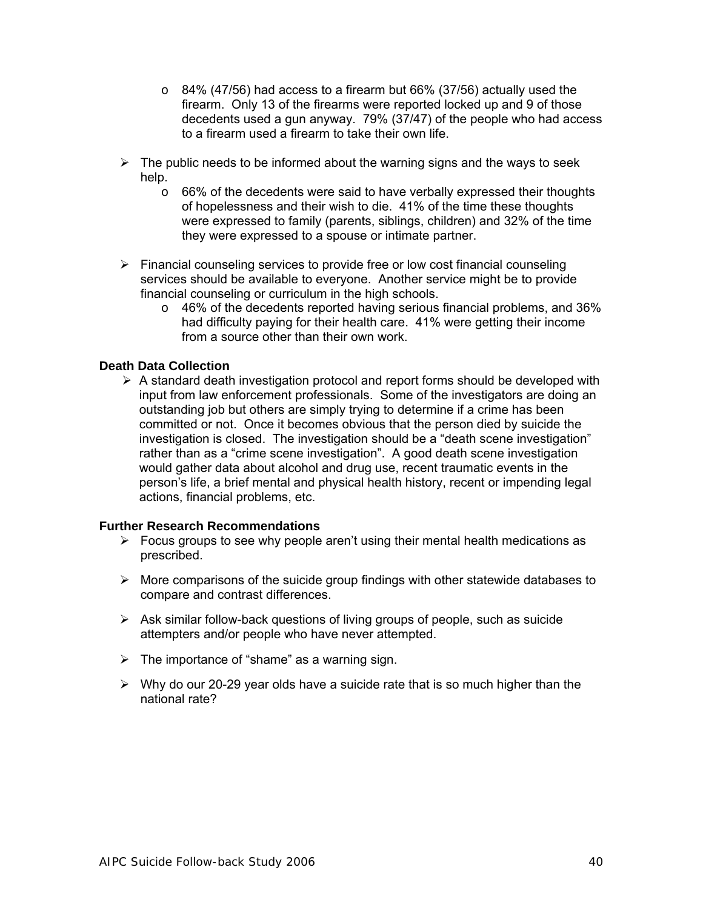- 84% (47/56) had access to a firearm but 66% (37/56) actually used the firearm. Only 13 of the firearms were reported locked up and 9 of those decedents used a gun anyway. 79% (37/47) of the people who had access to a firearm used a firearm to take their own life.

- The public needs to be informed about the warning signs and the ways to seek help.
  - 66% of the decedents were said to have verbally expressed their thoughts of hopelessness and their wish to die. 41% of the time these thoughts were expressed to family (parents, siblings, children) and 32% of the time they were expressed to a spouse or intimate partner.

- Financial counseling services to provide free or low cost financial counseling services should be available to everyone. Another service might be to provide financial counseling or curriculum in the high schools.
  - 46% of the decedents reported having serious financial problems, and 36% had difficulty paying for their health care. 41% were getting their income from a source other than their own work.

**Death Data Collection**

- A standard death investigation protocol and report forms should be developed with input from law enforcement professionals. Some of the investigators are doing an outstanding job but others are simply trying to determine if a crime has been committed or not. Once it becomes obvious that the person died by suicide the investigation is closed. The investigation should be a "death scene investigation" rather than as a "crime scene investigation". A good death scene investigation would gather data about alcohol and drug use, recent traumatic events in the person's life, a brief mental and physical health history, recent or impending legal actions, financial problems, etc.

**Further Research Recommendations**

- Focus groups to see why people aren't using their mental health medications as prescribed.

- More comparisons of the suicide group findings with other statewide databases to compare and contrast differences.

- Ask similar follow-back questions of living groups of people, such as suicide attempters and/or people who have never attempted.

- The importance of "shame" as a warning sign.

- Why do our 20-29 year olds have a suicide rate that is so much higher than the national rate?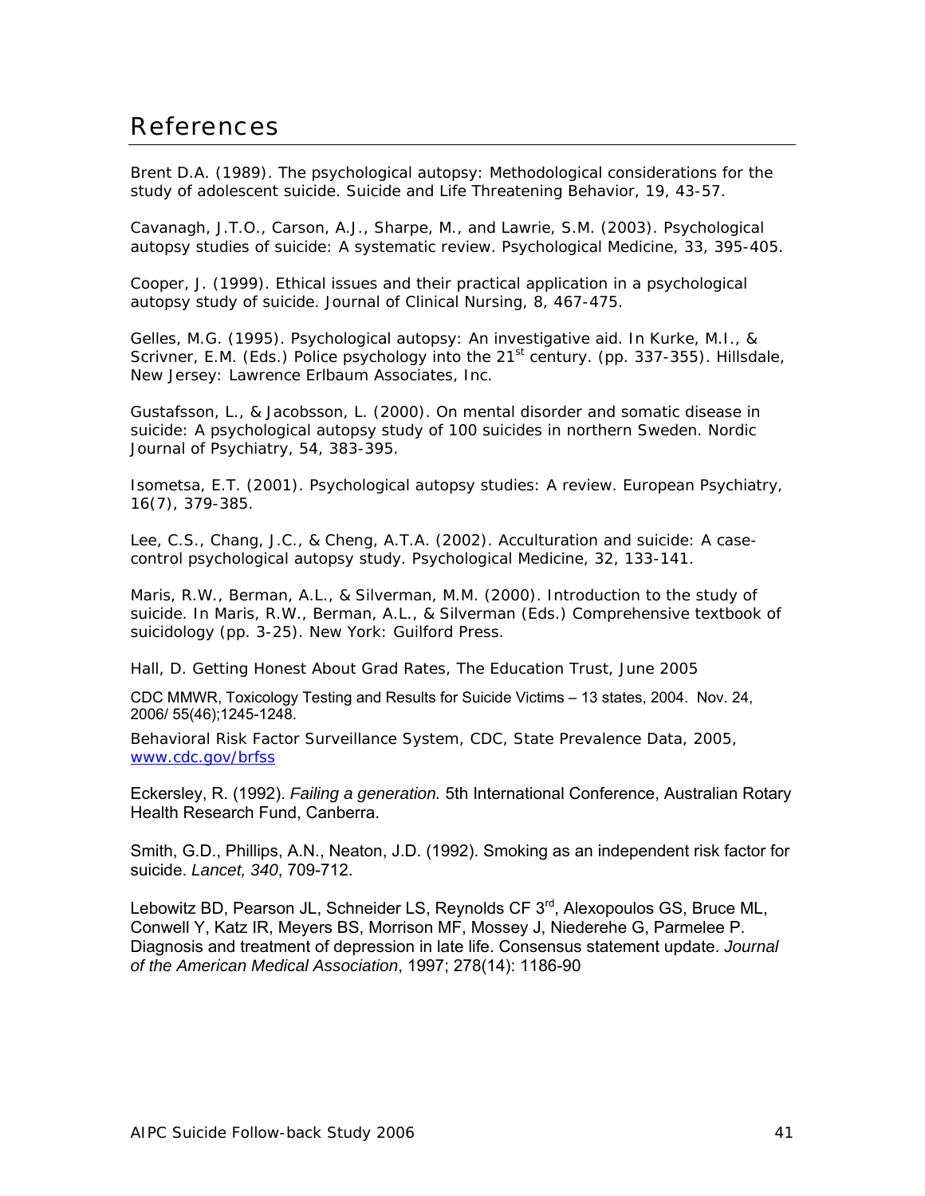# References

Brent D.A. (1989). The psychological autopsy: Methodological considerations for the study of adolescent suicide. Suicide and Life Threatening Behavior, 19, 43-57.

Cavanagh, J.T.O., Carson, A.J., Sharpe, M., and Lawrie, S.M. (2003). Psychological autopsy studies of suicide: A systematic review. Psychological Medicine, 33, 395-405.

Cooper, J. (1999). Ethical issues and their practical application in a psychological autopsy study of suicide. Journal of Clinical Nursing, 8, 467-475.

Gelles, M.G. (1995). Psychological autopsy: An investigative aid. In Kurke, M.I., & Scrivner, E.M. (Eds.) Police psychology into the 21st century. (pp. 337-355). Hillsdale, New Jersey: Lawrence Erlbaum Associates, Inc.

Gustafsson, L., & Jacobsson, L. (2000). On mental disorder and somatic disease in suicide: A psychological autopsy study of 100 suicides in northern Sweden. Nordic Journal of Psychiatry, 54, 383-395.

Isometsa, E.T. (2001). Psychological autopsy studies: A review. European Psychiatry, 16(7), 379-385.

Lee, C.S., Chang, J.C., & Cheng, A.T.A. (2002). Acculturation and suicide: A case-control psychological autopsy study. Psychological Medicine, 32, 133-141.

Maris, R.W., Berman, A.L., & Silverman, M.M. (2000). Introduction to the study of suicide. In Maris, R.W., Berman, A.L., & Silverman (Eds.) Comprehensive textbook of suicidology (pp. 3-25). New York: Guilford Press.

Hall, D. Getting Honest About Grad Rates, The Education Trust, June 2005

CDC MMWR, Toxicology Testing and Results for Suicide Victims – 13 states, 2004. Nov. 24, 2006/ 55(46);1245-1248.

Behavioral Risk Factor Surveillance System, CDC, State Prevalence Data, 2005, www.cdc.gov/brfss

Eckersley, R. (1992). *Failing a generation.* 5th International Conference, Australian Rotary Health Research Fund, Canberra.

Smith, G.D., Phillips, A.N., Neaton, J.D. (1992). Smoking as an independent risk factor for suicide. *Lancet, 340*, 709-712.

Lebowitz BD, Pearson JL, Schneider LS, Reynolds CF 3rd, Alexopoulos GS, Bruce ML, Conwell Y, Katz IR, Meyers BS, Morrison MF, Mossey J, Niederehe G, Parmelee P. Diagnosis and treatment of depression in late life. Consensus statement update. *Journal of the American Medical Association*, 1997; 278(14): 1186-90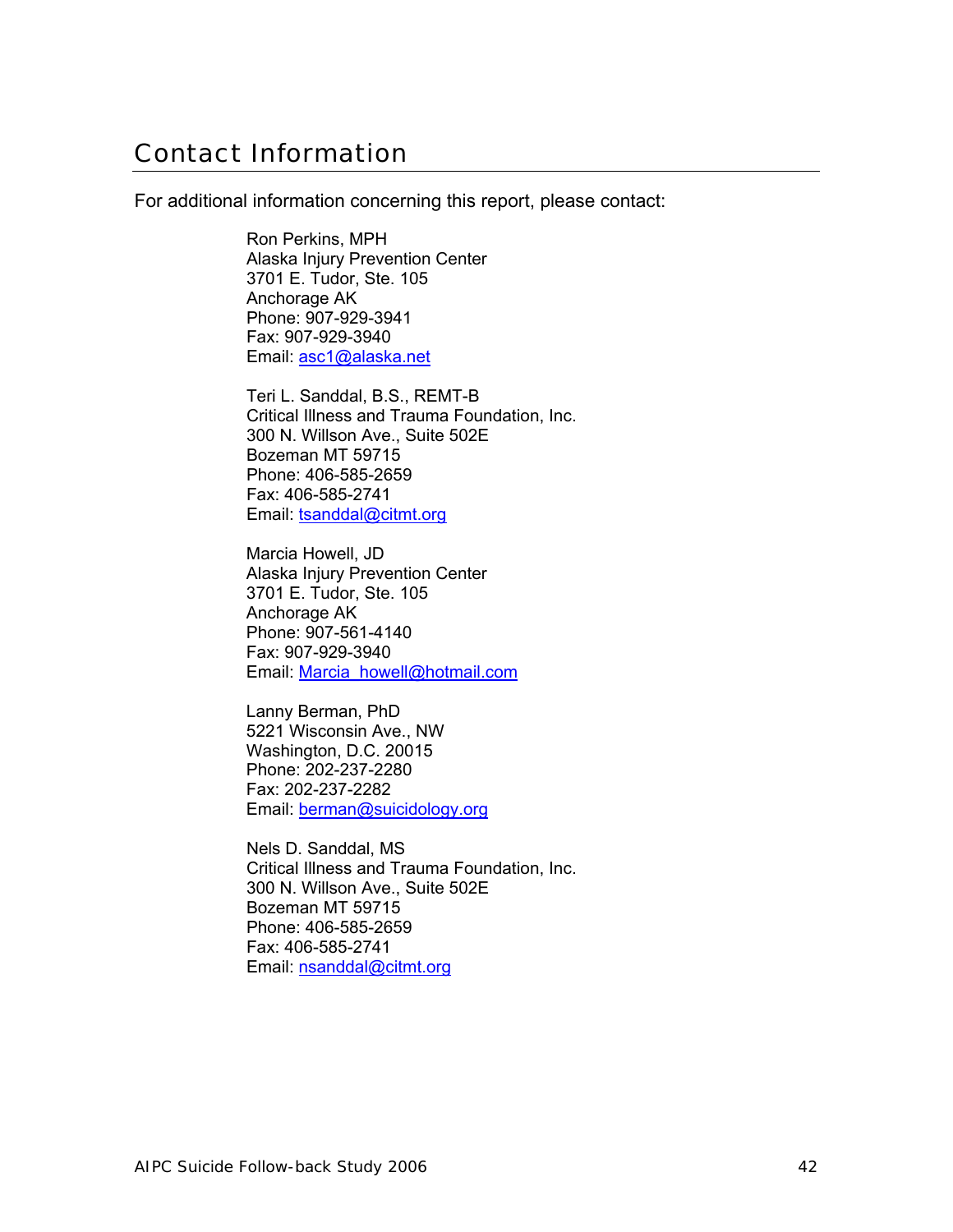# Contact Information

For additional information concerning this report, please contact:

Ron Perkins, MPH
Alaska Injury Prevention Center
3701 E. Tudor, Ste. 105
Anchorage AK
Phone: 907-929-3941
Fax: 907-929-3940
Email: asc1@alaska.net

Teri L. Sanddal, B.S., REMT-B
Critical Illness and Trauma Foundation, Inc.
300 N. Willson Ave., Suite 502E
Bozeman MT 59715
Phone: 406-585-2659
Fax: 406-585-2741
Email: tsanddal@citmt.org

Marcia Howell, JD
Alaska Injury Prevention Center
3701 E. Tudor, Ste. 105
Anchorage AK
Phone: 907-561-4140
Fax: 907-929-3940
Email: Marcia_howell@hotmail.com

Lanny Berman, PhD
5221 Wisconsin Ave., NW
Washington, D.C. 20015
Phone: 202-237-2280
Fax: 202-237-2282
Email: berman@suicidology.org

Nels D. Sanddal, MS
Critical Illness and Trauma Foundation, Inc.
300 N. Willson Ave., Suite 502E
Bozeman MT 59715
Phone: 406-585-2659
Fax: 406-585-2741
Email: nsanddal@citmt.org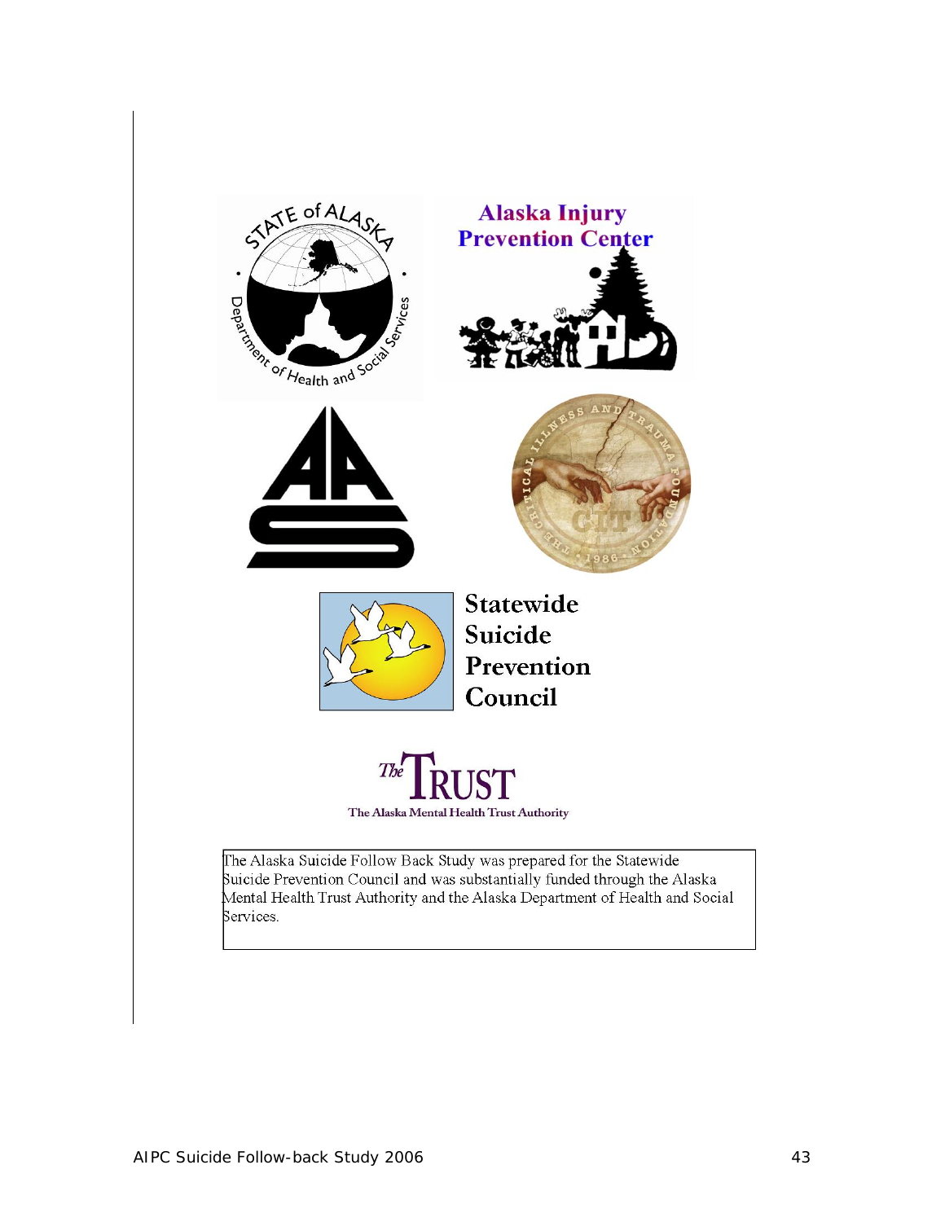STATE of ALASKA

Department of Health and Social Services

Alaska Injury Prevention Center

THE CRITICAL ILLNESS AND TRAUMA FOUNDATION • 1986 •

Statewide Suicide Prevention Council

The TRUST

The Alaska Mental Health Trust Authority

The Alaska Suicide Follow Back Study was prepared for the Statewide Suicide Prevention Council and was substantially funded through the Alaska Mental Health Trust Authority and the Alaska Department of Health and Social Services.